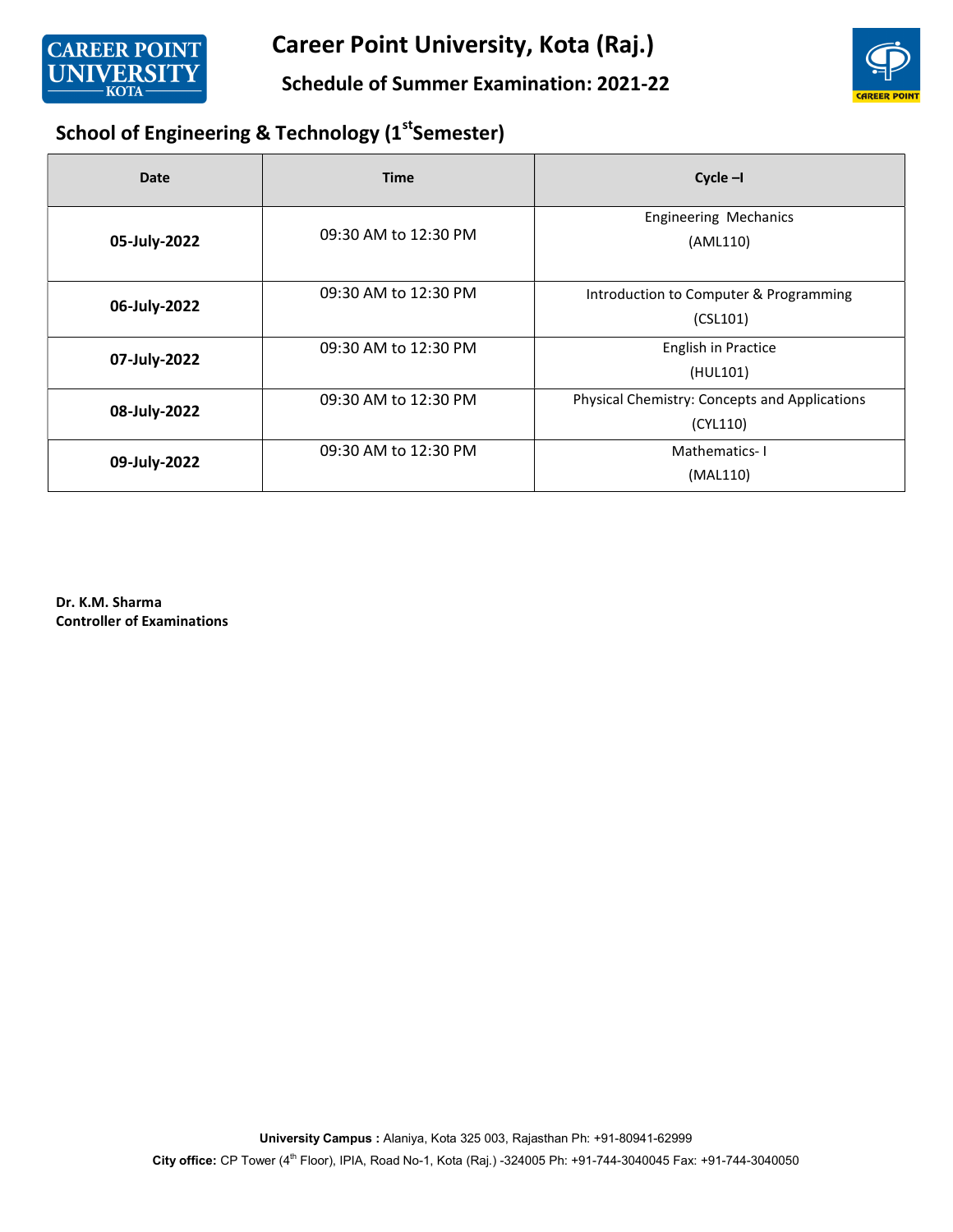# Career Point University, Kota (Raj.)

## Schedule of Summer Examination: 2021-22

### School of Engineering & Technology (1st Semester)

| Date | Time | Cycle –I |
|---|---|---|
| **05-July-2022** | 09:30 AM to 12:30 PM | Engineering Mechanics (AML110) |
| **06-July-2022** | 09:30 AM to 12:30 PM | Introduction to Computer & Programming (CSL101) |
| **07-July-2022** | 09:30 AM to 12:30 PM | English in Practice (HUL101) |
| **08-July-2022** | 09:30 AM to 12:30 PM | Physical Chemistry: Concepts and Applications (CYL110) |
| **09-July-2022** | 09:30 AM to 12:30 PM | Mathematics- I (MAL110) |

**Dr. K.M. Sharma**
**Controller of Examinations**

**University Campus :** Alaniya, Kota 325 003, Rajasthan Ph: +91-80941-62999

**City office:** CP Tower (4th Floor), IPIA, Road No-1, Kota (Raj.) -324005 Ph: +91-744-3040045 Fax: +91-744-3040050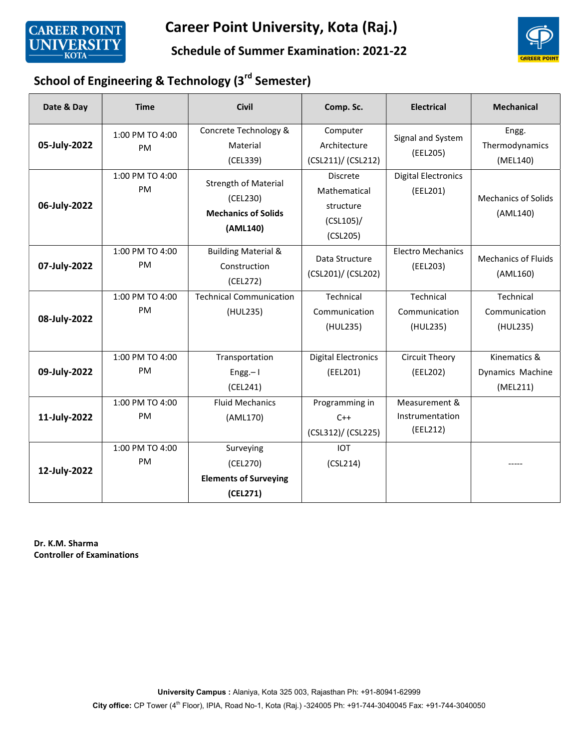# Career Point University, Kota (Raj.)

## Schedule of Summer Examination: 2021-22

### School of Engineering & Technology (3rd Semester)

| Date & Day | Time | Civil | Comp. Sc. | Electrical | Mechanical |
|---|---|---|---|---|---|
| **05-July-2022** | 1:00 PM TO 4:00 PM | Concrete Technology & Material (CEL339) | Computer Architecture (CSL211)/ (CSL212) | Signal and System (EEL205) | Engg. Thermodynamics (MEL140) |
| **06-July-2022** | 1:00 PM TO 4:00 PM | Strength of Material (CEL230) **Mechanics of Solids (AML140)** | Discrete Mathematical structure (CSL105)/ (CSL205) | Digital Electronics (EEL201) | Mechanics of Solids (AML140) |
| **07-July-2022** | 1:00 PM TO 4:00 PM | Building Material & Construction (CEL272) | Data Structure (CSL201)/ (CSL202) | Electro Mechanics (EEL203) | Mechanics of Fluids (AML160) |
| **08-July-2022** | 1:00 PM TO 4:00 PM | Technical Communication (HUL235) | Technical Communication (HUL235) | Technical Communication (HUL235) | Technical Communication (HUL235) |
| **09-July-2022** | 1:00 PM TO 4:00 PM | Transportation Engg.– I (CEL241) | Digital Electronics (EEL201) | Circuit Theory (EEL202) | Kinematics & Dynamics Machine (MEL211) |
| **11-July-2022** | 1:00 PM TO 4:00 PM | Fluid Mechanics (AML170) | Programming in C++ (CSL312)/ (CSL225) | Measurement & Instrumentation (EEL212) | |
| **12-July-2022** | 1:00 PM TO 4:00 PM | Surveying (CEL270) **Elements of Surveying (CEL271)** | IOT (CSL214) | | ----- |

**Dr. K.M. Sharma**
**Controller of Examinations**

**University Campus :** Alaniya, Kota 325 003, Rajasthan Ph: +91-80941-62999

**City office:** CP Tower (4th Floor), IPIA, Road No-1, Kota (Raj.) -324005 Ph: +91-744-3040045 Fax: +91-744-3040050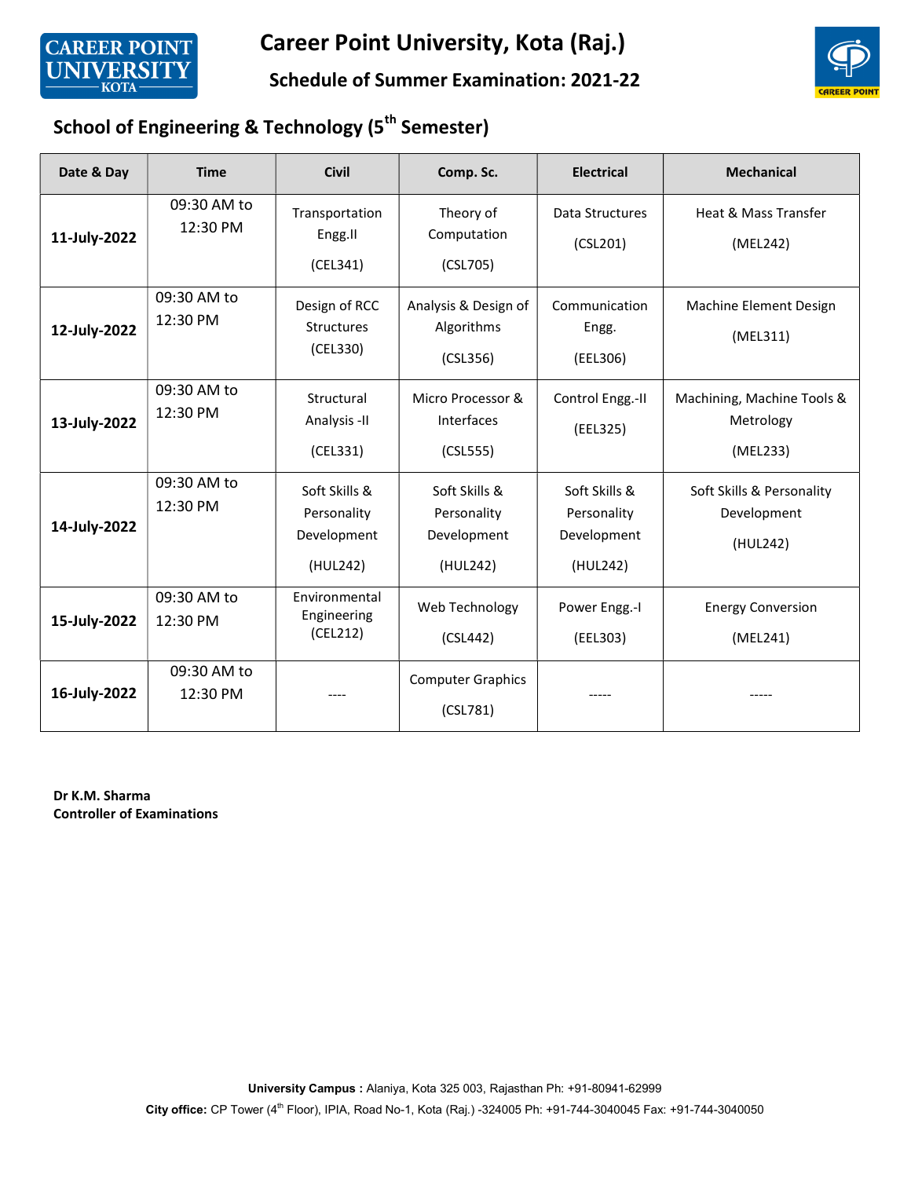# Career Point University, Kota (Raj.)

## Schedule of Summer Examination: 2021-22

### School of Engineering & Technology (5th Semester)

| Date & Day | Time | Civil | Comp. Sc. | Electrical | Mechanical |
|---|---|---|---|---|---|
| **11-July-2022** | 09:30 AM to 12:30 PM | Transportation Engg.II (CEL341) | Theory of Computation (CSL705) | Data Structures (CSL201) | Heat & Mass Transfer (MEL242) |
| **12-July-2022** | 09:30 AM to 12:30 PM | Design of RCC Structures (CEL330) | Analysis & Design of Algorithms (CSL356) | Communication Engg. (EEL306) | Machine Element Design (MEL311) |
| **13-July-2022** | 09:30 AM to 12:30 PM | Structural Analysis -II (CEL331) | Micro Processor & Interfaces (CSL555) | Control Engg.-II (EEL325) | Machining, Machine Tools & Metrology (MEL233) |
| **14-July-2022** | 09:30 AM to 12:30 PM | Soft Skills & Personality Development (HUL242) | Soft Skills & Personality Development (HUL242) | Soft Skills & Personality Development (HUL242) | Soft Skills & Personality Development (HUL242) |
| **15-July-2022** | 09:30 AM to 12:30 PM | Environmental Engineering (CEL212) | Web Technology (CSL442) | Power Engg.-I (EEL303) | Energy Conversion (MEL241) |
| **16-July-2022** | 09:30 AM to 12:30 PM | ---- | Computer Graphics (CSL781) | ----- | ----- |

**Dr K.M. Sharma**
**Controller of Examinations**

**University Campus :** Alaniya, Kota 325 003, Rajasthan Ph: +91-80941-62999
**City office:** CP Tower (4th Floor), IPIA, Road No-1, Kota (Raj.) -324005 Ph: +91-744-3040045 Fax: +91-744-3040050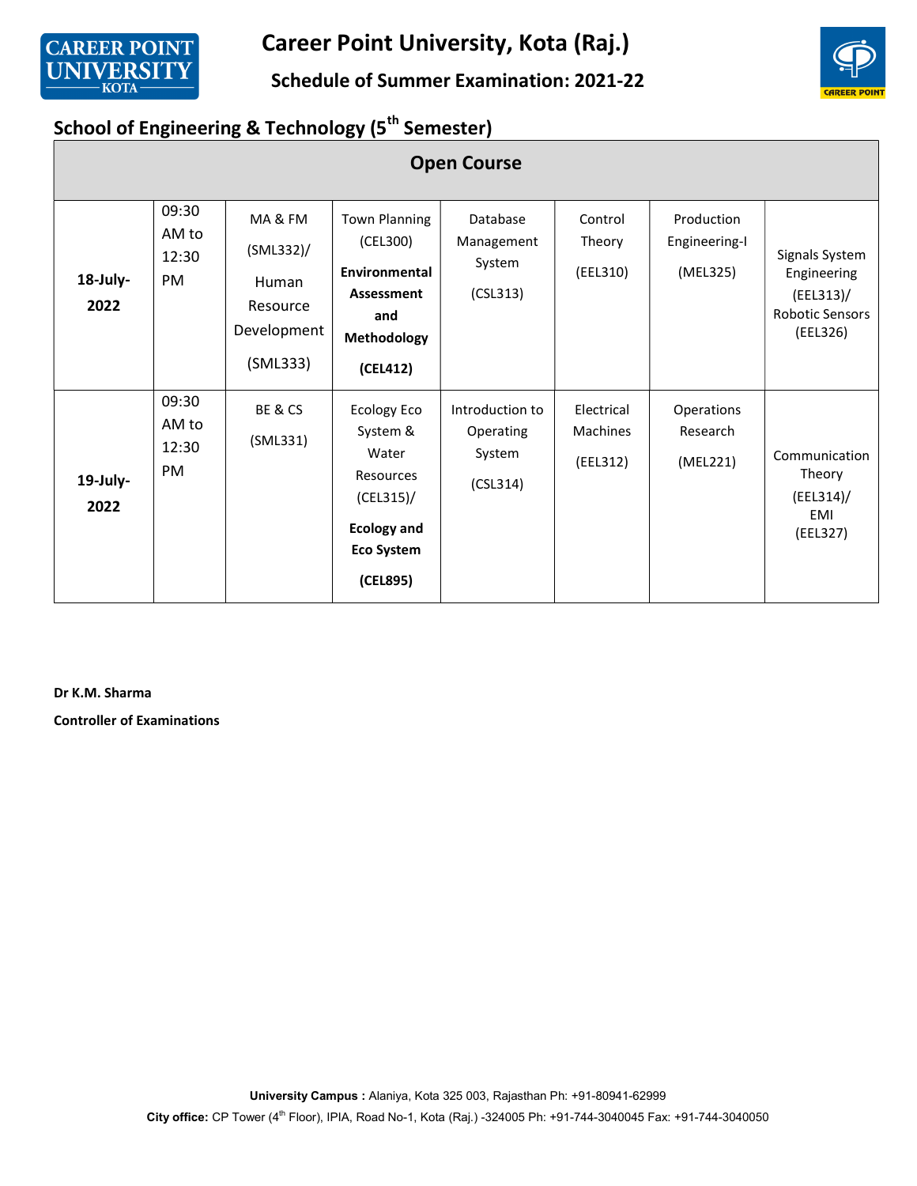# Career Point University, Kota (Raj.)

## Schedule of Summer Examination: 2021-22

### School of Engineering & Technology (5th Semester)

| Open Course | | | | | | | |
|---|---|---|---|---|---|---|---|
| **18-July-2022** | 09:30 AM to 12:30 PM | MA & FM (SML332)/ Human Resource Development (SML333) | Town Planning (CEL300) **Environmental Assessment and Methodology (CEL412)** | Database Management System (CSL313) | Control Theory (EEL310) | Production Engineering-I (MEL325) | Signals System Engineering (EEL313)/ Robotic Sensors (EEL326) |
| **19-July-2022** | 09:30 AM to 12:30 PM | BE & CS (SML331) | Ecology Eco System & Water Resources (CEL315)/ **Ecology and Eco System (CEL895)** | Introduction to Operating System (CSL314) | Electrical Machines (EEL312) | Operations Research (MEL221) | Communication Theory (EEL314)/ EMI (EEL327) |

**Dr K.M. Sharma**

**Controller of Examinations**

**University Campus :** Alaniya, Kota 325 003, Rajasthan Ph: +91-80941-62999

**City office:** CP Tower (4th Floor), IPIA, Road No-1, Kota (Raj.) -324005 Ph: +91-744-3040045 Fax: +91-744-3040050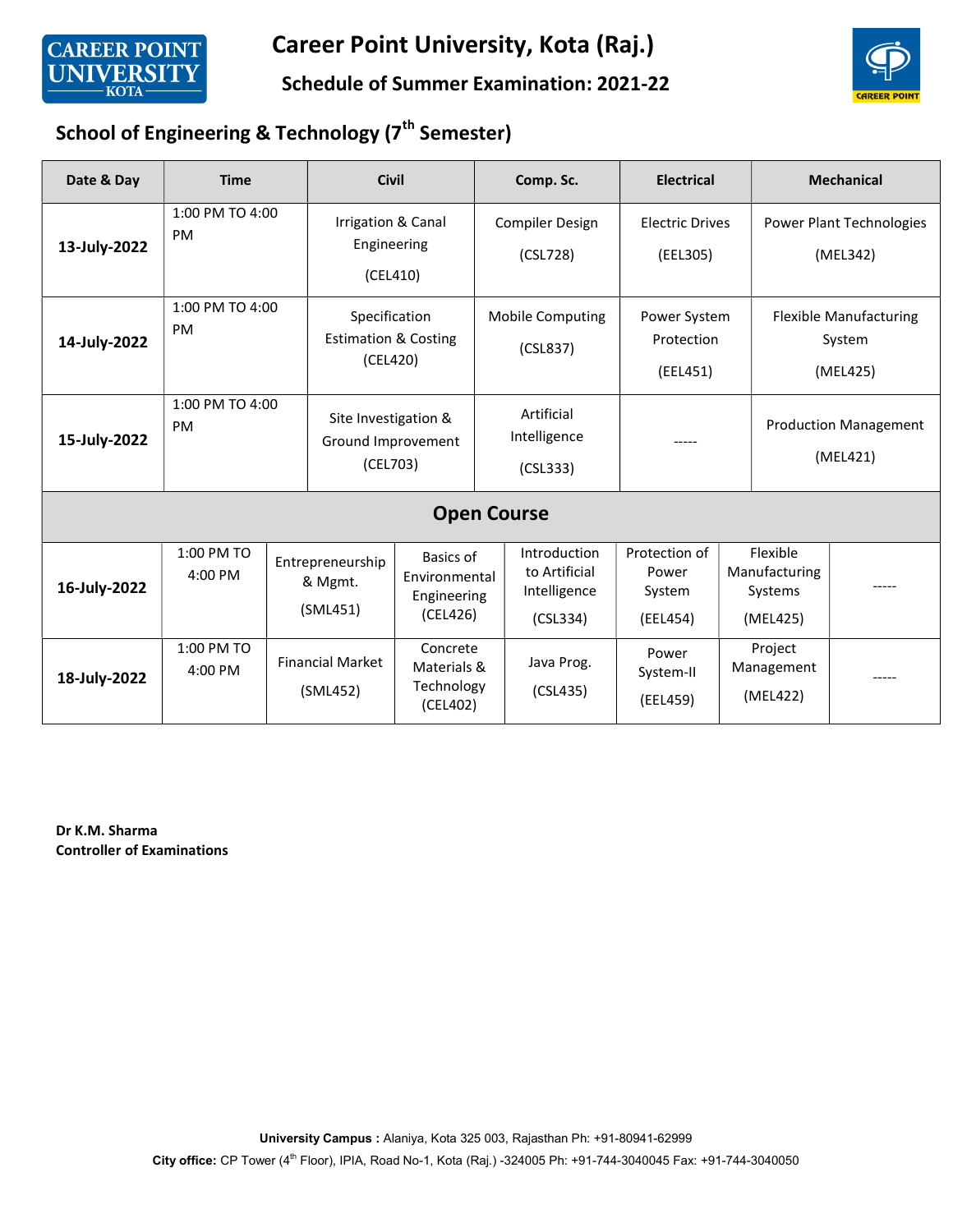# Career Point University, Kota (Raj.)

## Schedule of Summer Examination: 2021-22

### School of Engineering & Technology (7th Semester)

| Date & Day | Time | Civil | Comp. Sc. | Electrical | Mechanical |
|---|---|---|---|---|---|
| **13-July-2022** | 1:00 PM TO 4:00 PM | Irrigation & Canal Engineering (CEL410) | Compiler Design (CSL728) | Electric Drives (EEL305) | Power Plant Technologies (MEL342) |
| **14-July-2022** | 1:00 PM TO 4:00 PM | Specification Estimation & Costing (CEL420) | Mobile Computing (CSL837) | Power System Protection (EEL451) | Flexible Manufacturing System (MEL425) |
| **15-July-2022** | 1:00 PM TO 4:00 PM | Site Investigation & Ground Improvement (CEL703) | Artificial Intelligence (CSL333) | ----- | Production Management (MEL421) |

**Open Course**

| Date & Day | Time | | | | | | |
|---|---|---|---|---|---|---|---|
| **16-July-2022** | 1:00 PM TO 4:00 PM | Entrepreneurship & Mgmt. (SML451) | Basics of Environmental Engineering (CEL426) | Introduction to Artificial Intelligence (CSL334) | Protection of Power System (EEL454) | Flexible Manufacturing Systems (MEL425) | ----- |
| **18-July-2022** | 1:00 PM TO 4:00 PM | Financial Market (SML452) | Concrete Materials & Technology (CEL402) | Java Prog. (CSL435) | Power System-II (EEL459) | Project Management (MEL422) | ----- |

**Dr K.M. Sharma**
**Controller of Examinations**

**University Campus :** Alaniya, Kota 325 003, Rajasthan Ph: +91-80941-62999
**City office:** CP Tower (4th Floor), IPIA, Road No-1, Kota (Raj.) -324005 Ph: +91-744-3040045 Fax: +91-744-3040050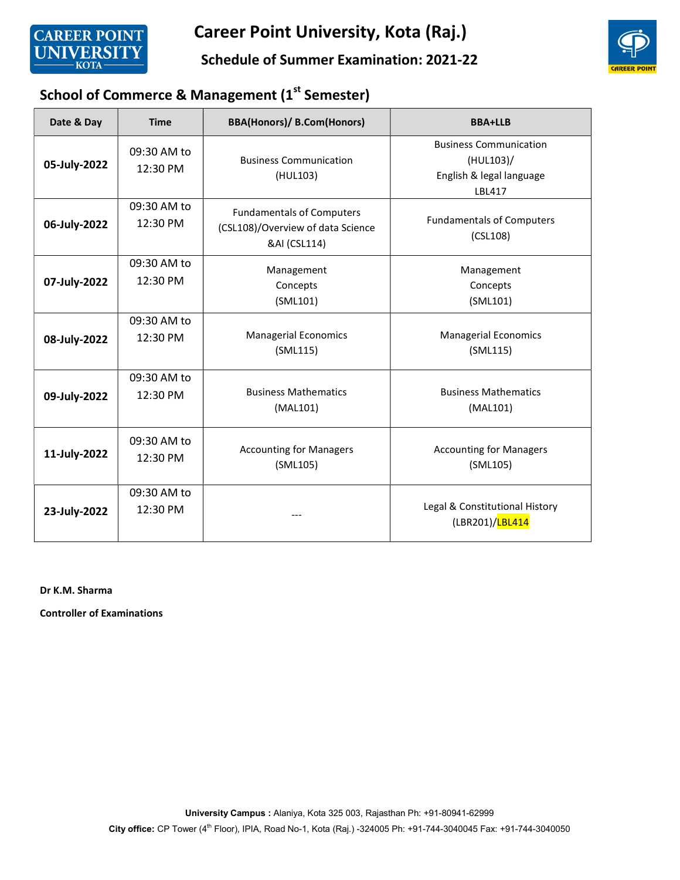# Career Point University, Kota (Raj.)

## Schedule of Summer Examination: 2021-22

### School of Commerce & Management (1st Semester)

| Date & Day | Time | BBA(Honors)/ B.Com(Honors) | BBA+LLB |
|---|---|---|---|
| **05-July-2022** | 09:30 AM to 12:30 PM | Business Communication (HUL103) | Business Communication (HUL103)/ English & legal language LBL417 |
| **06-July-2022** | 09:30 AM to 12:30 PM | Fundamentals of Computers (CSL108)/Overview of data Science &AI (CSL114) | Fundamentals of Computers (CSL108) |
| **07-July-2022** | 09:30 AM to 12:30 PM | Management Concepts (SML101) | Management Concepts (SML101) |
| **08-July-2022** | 09:30 AM to 12:30 PM | Managerial Economics (SML115) | Managerial Economics (SML115) |
| **09-July-2022** | 09:30 AM to 12:30 PM | Business Mathematics (MAL101) | Business Mathematics (MAL101) |
| **11-July-2022** | 09:30 AM to 12:30 PM | Accounting for Managers (SML105) | Accounting for Managers (SML105) |
| **23-July-2022** | 09:30 AM to 12:30 PM | --- | Legal & Constitutional History (LBR201)/LBL414 |

**Dr K.M. Sharma**

**Controller of Examinations**

**University Campus :** Alaniya, Kota 325 003, Rajasthan Ph: +91-80941-62999

**City office:** CP Tower (4th Floor), IPIA, Road No-1, Kota (Raj.) -324005 Ph: +91-744-3040045 Fax: +91-744-3040050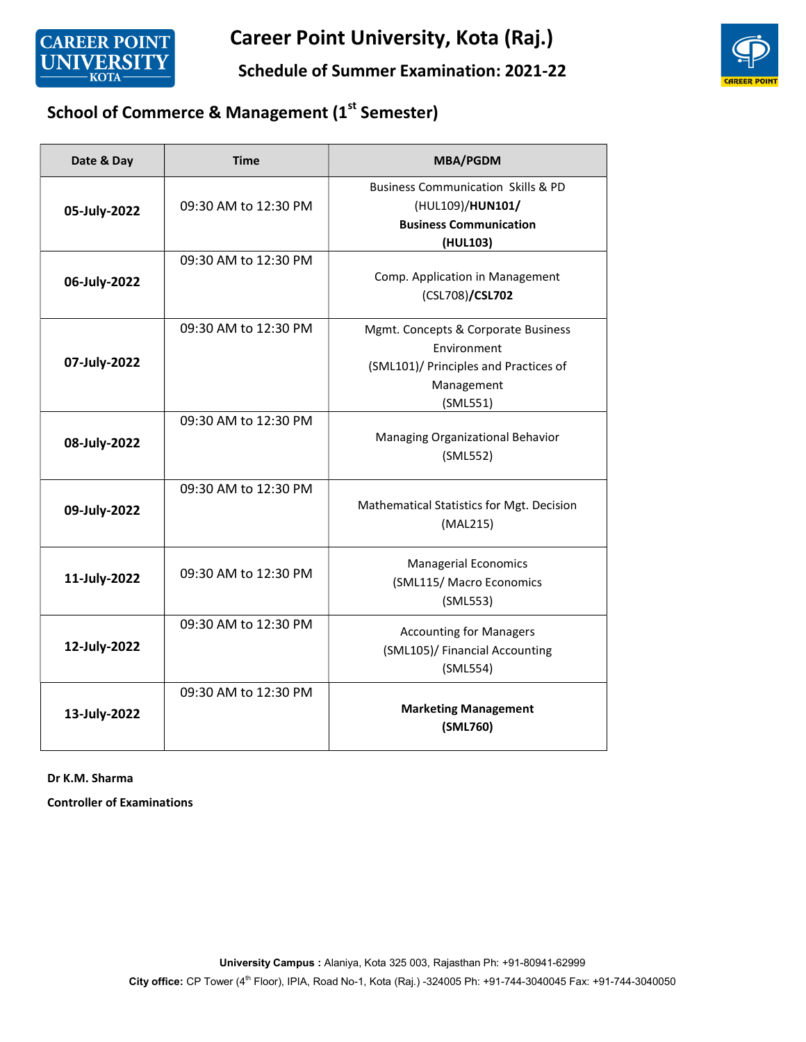# Career Point University, Kota (Raj.)

## Schedule of Summer Examination: 2021-22

### School of Commerce & Management (1st Semester)

| Date & Day | Time | MBA/PGDM |
|---|---|---|
| **05-July-2022** | 09:30 AM to 12:30 PM | Business Communication Skills & PD (HUL109)/**HUN101/ Business Communication (HUL103)** |
| **06-July-2022** | 09:30 AM to 12:30 PM | Comp. Application in Management (CSL708)/**CSL702** |
| **07-July-2022** | 09:30 AM to 12:30 PM | Mgmt. Concepts & Corporate Business Environment (SML101)/ Principles and Practices of Management (SML551) |
| **08-July-2022** | 09:30 AM to 12:30 PM | Managing Organizational Behavior (SML552) |
| **09-July-2022** | 09:30 AM to 12:30 PM | Mathematical Statistics for Mgt. Decision (MAL215) |
| **11-July-2022** | 09:30 AM to 12:30 PM | Managerial Economics (SML115/ Macro Economics (SML553) |
| **12-July-2022** | 09:30 AM to 12:30 PM | Accounting for Managers (SML105)/ Financial Accounting (SML554) |
| **13-July-2022** | 09:30 AM to 12:30 PM | **Marketing Management (SML760)** |

**Dr K.M. Sharma**

**Controller of Examinations**

**University Campus :** Alaniya, Kota 325 003, Rajasthan Ph: +91-80941-62999

**City office:** CP Tower (4th Floor), IPIA, Road No-1, Kota (Raj.) -324005 Ph: +91-744-3040045 Fax: +91-744-3040050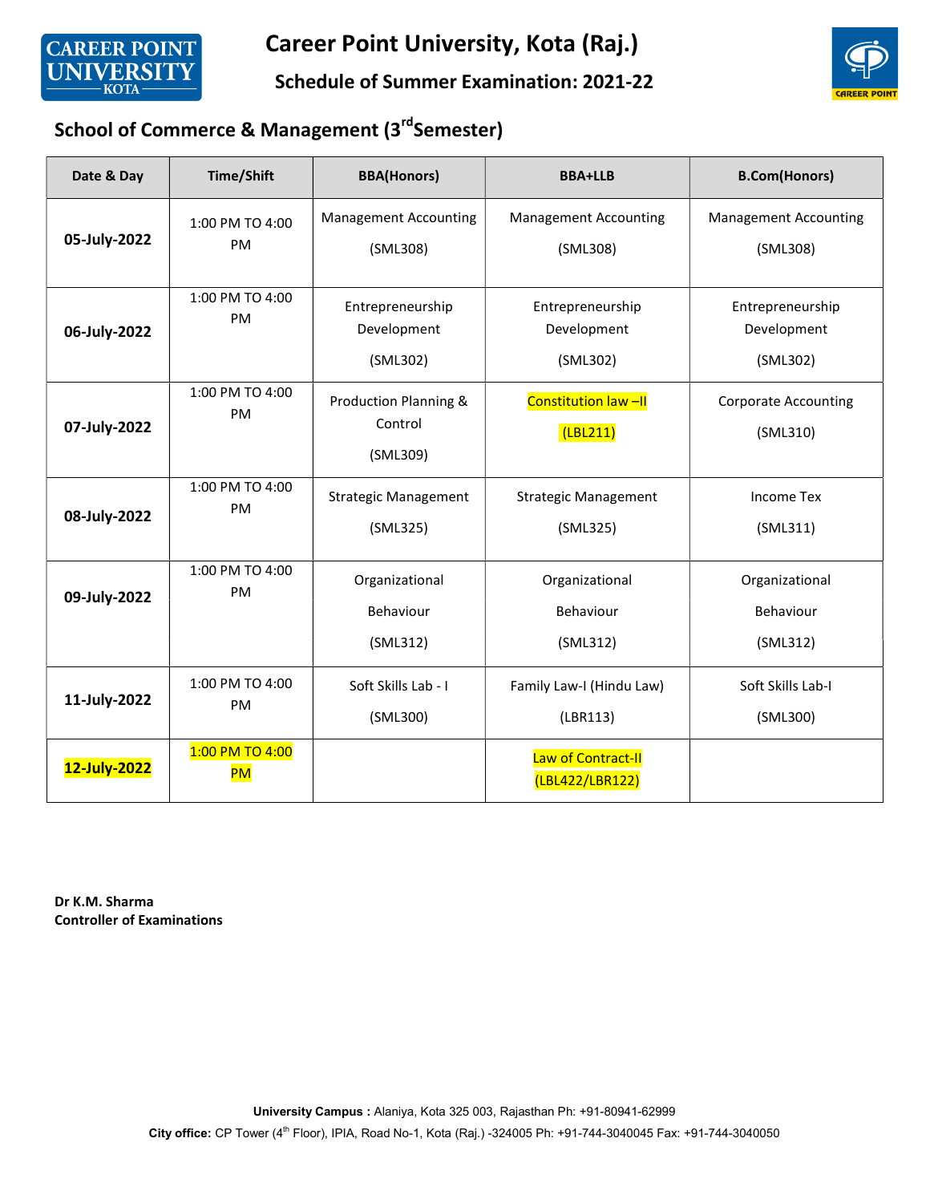# Career Point University, Kota (Raj.)

## Schedule of Summer Examination: 2021-22

### School of Commerce & Management (3rd Semester)

| Date & Day | Time/Shift | BBA(Honors) | BBA+LLB | B.Com(Honors) |
|---|---|---|---|---|
| **05-July-2022** | 1:00 PM TO 4:00 PM | Management Accounting (SML308) | Management Accounting (SML308) | Management Accounting (SML308) |
| **06-July-2022** | 1:00 PM TO 4:00 PM | Entrepreneurship Development (SML302) | Entrepreneurship Development (SML302) | Entrepreneurship Development (SML302) |
| **07-July-2022** | 1:00 PM TO 4:00 PM | Production Planning & Control (SML309) | Constitution law –II (LBL211) | Corporate Accounting (SML310) |
| **08-July-2022** | 1:00 PM TO 4:00 PM | Strategic Management (SML325) | Strategic Management (SML325) | Income Tex (SML311) |
| **09-July-2022** | 1:00 PM TO 4:00 PM | Organizational Behaviour (SML312) | Organizational Behaviour (SML312) | Organizational Behaviour (SML312) |
| **11-July-2022** | 1:00 PM TO 4:00 PM | Soft Skills Lab - I (SML300) | Family Law-I (Hindu Law) (LBR113) | Soft Skills Lab-I (SML300) |
| **12-July-2022** | 1:00 PM TO 4:00 PM | | Law of Contract-II (LBL422/LBR122) | |

**Dr K.M. Sharma**
**Controller of Examinations**

**University Campus :** Alaniya, Kota 325 003, Rajasthan Ph: +91-80941-62999

**City office:** CP Tower (4th Floor), IPIA, Road No-1, Kota (Raj.) -324005 Ph: +91-744-3040045 Fax: +91-744-3040050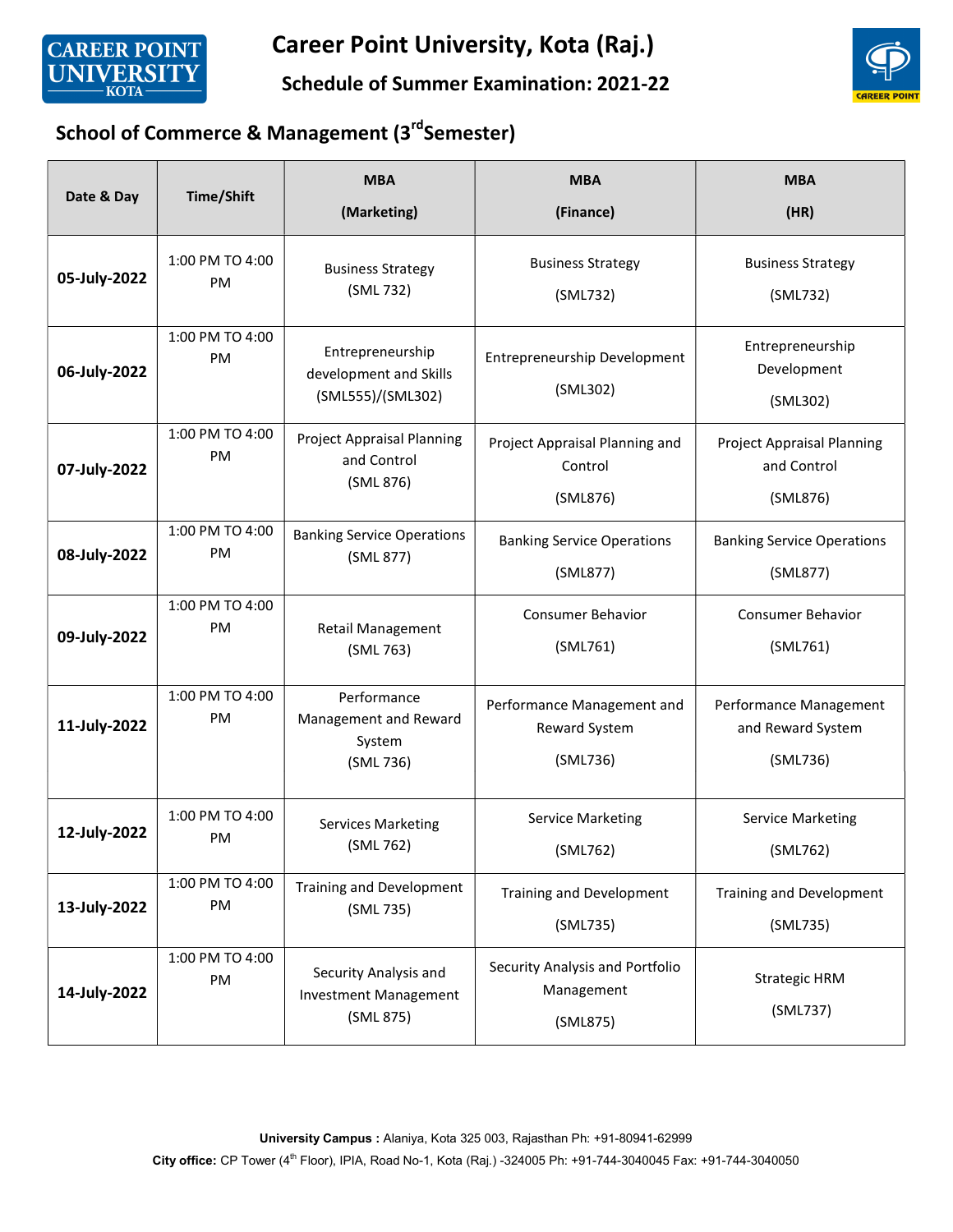# Career Point University, Kota (Raj.)

## Schedule of Summer Examination: 2021-22

### School of Commerce & Management (3rd Semester)

| Date & Day | Time/Shift | MBA (Marketing) | MBA (Finance) | MBA (HR) |
|---|---|---|---|---|
| **05-July-2022** | 1:00 PM TO 4:00 PM | Business Strategy (SML 732) | Business Strategy (SML732) | Business Strategy (SML732) |
| **06-July-2022** | 1:00 PM TO 4:00 PM | Entrepreneurship development and Skills (SML555)/(SML302) | Entrepreneurship Development (SML302) | Entrepreneurship Development (SML302) |
| **07-July-2022** | 1:00 PM TO 4:00 PM | Project Appraisal Planning and Control (SML 876) | Project Appraisal Planning and Control (SML876) | Project Appraisal Planning and Control (SML876) |
| **08-July-2022** | 1:00 PM TO 4:00 PM | Banking Service Operations (SML 877) | Banking Service Operations (SML877) | Banking Service Operations (SML877) |
| **09-July-2022** | 1:00 PM TO 4:00 PM | Retail Management (SML 763) | Consumer Behavior (SML761) | Consumer Behavior (SML761) |
| **11-July-2022** | 1:00 PM TO 4:00 PM | Performance Management and Reward System (SML 736) | Performance Management and Reward System (SML736) | Performance Management and Reward System (SML736) |
| **12-July-2022** | 1:00 PM TO 4:00 PM | Services Marketing (SML 762) | Service Marketing (SML762) | Service Marketing (SML762) |
| **13-July-2022** | 1:00 PM TO 4:00 PM | Training and Development (SML 735) | Training and Development (SML735) | Training and Development (SML735) |
| **14-July-2022** | 1:00 PM TO 4:00 PM | Security Analysis and Investment Management (SML 875) | Security Analysis and Portfolio Management (SML875) | Strategic HRM (SML737) |

**University Campus :** Alaniya, Kota 325 003, Rajasthan Ph: +91-80941-62999

**City office:** CP Tower (4th Floor), IPIA, Road No-1, Kota (Raj.) -324005 Ph: +91-744-3040045 Fax: +91-744-3040050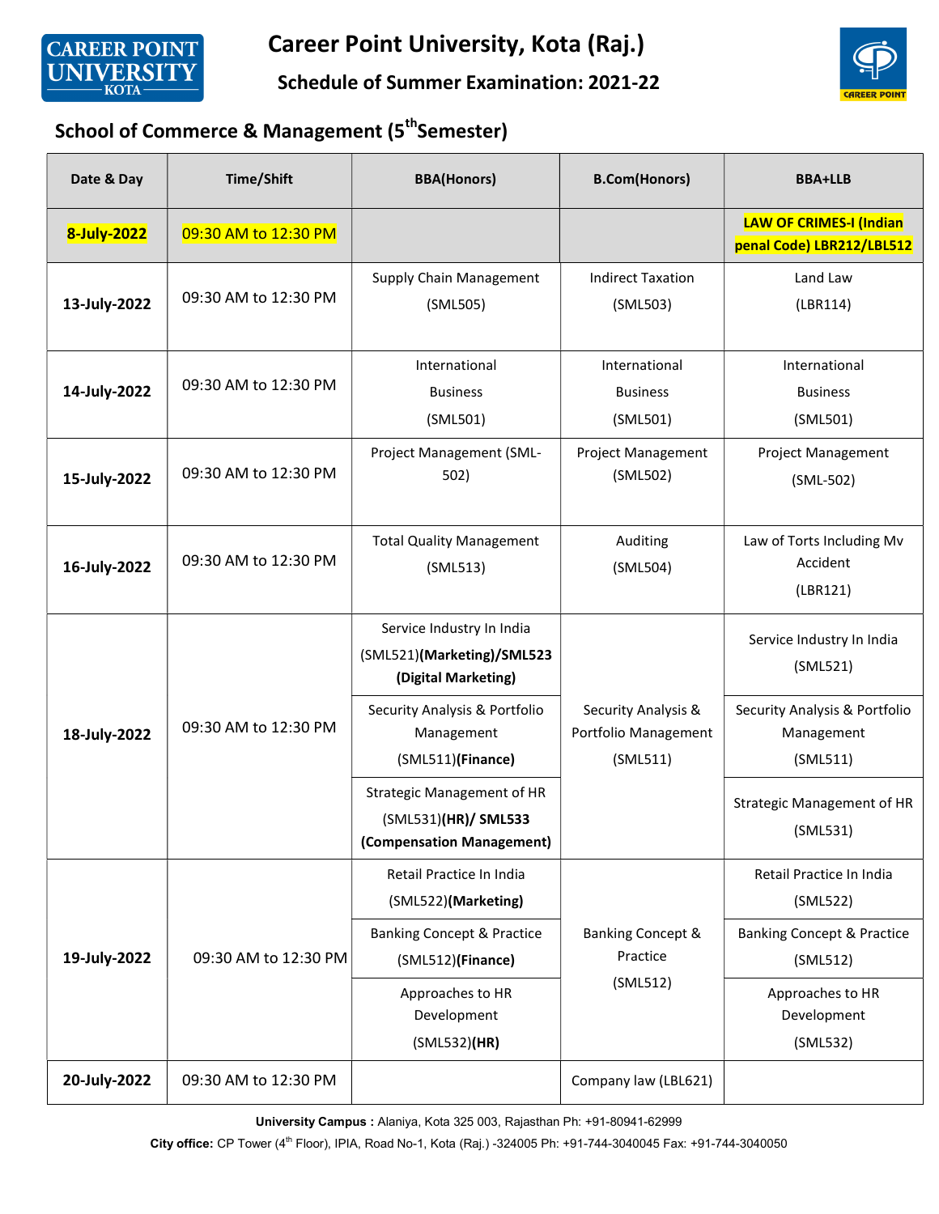# Career Point University, Kota (Raj.)

## Schedule of Summer Examination: 2021-22

### School of Commerce & Management (5th Semester)

| Date & Day | Time/Shift | BBA(Honors) | B.Com(Honors) | BBA+LLB |
|---|---|---|---|---|
| **8-July-2022** | 09:30 AM to 12:30 PM | | | **LAW OF CRIMES-I (Indian penal Code) LBR212/LBL512** |
| **13-July-2022** | 09:30 AM to 12:30 PM | Supply Chain Management (SML505) | Indirect Taxation (SML503) | Land Law (LBR114) |
| **14-July-2022** | 09:30 AM to 12:30 PM | International Business (SML501) | International Business (SML501) | International Business (SML501) |
| **15-July-2022** | 09:30 AM to 12:30 PM | Project Management (SML-502) | Project Management (SML502) | Project Management (SML-502) |
| **16-July-2022** | 09:30 AM to 12:30 PM | Total Quality Management (SML513) | Auditing (SML504) | Law of Torts Including Mv Accident (LBR121) |
| **18-July-2022** | 09:30 AM to 12:30 PM | Service Industry In India (SML521)**(Marketing)/SML523 (Digital Marketing)** | Security Analysis & Portfolio Management (SML511) | Service Industry In India (SML521) |
| | | Security Analysis & Portfolio Management (SML511)**(Finance)** | | Security Analysis & Portfolio Management (SML511) |
| | | Strategic Management of HR (SML531)**(HR)/ SML533 (Compensation Management)** | | Strategic Management of HR (SML531) |
| **19-July-2022** | 09:30 AM to 12:30 PM | Retail Practice In India (SML522)**(Marketing)** | Banking Concept & Practice (SML512) | Retail Practice In India (SML522) |
| | | Banking Concept & Practice (SML512)**(Finance)** | | Banking Concept & Practice (SML512) |
| | | Approaches to HR Development (SML532)**(HR)** | | Approaches to HR Development (SML532) |
| **20-July-2022** | 09:30 AM to 12:30 PM | | Company law (LBL621) | |

**University Campus :** Alaniya, Kota 325 003, Rajasthan Ph: +91-80941-62999

**City office:** CP Tower (4th Floor), IPIA, Road No-1, Kota (Raj.) -324005 Ph: +91-744-3040045 Fax: +91-744-3040050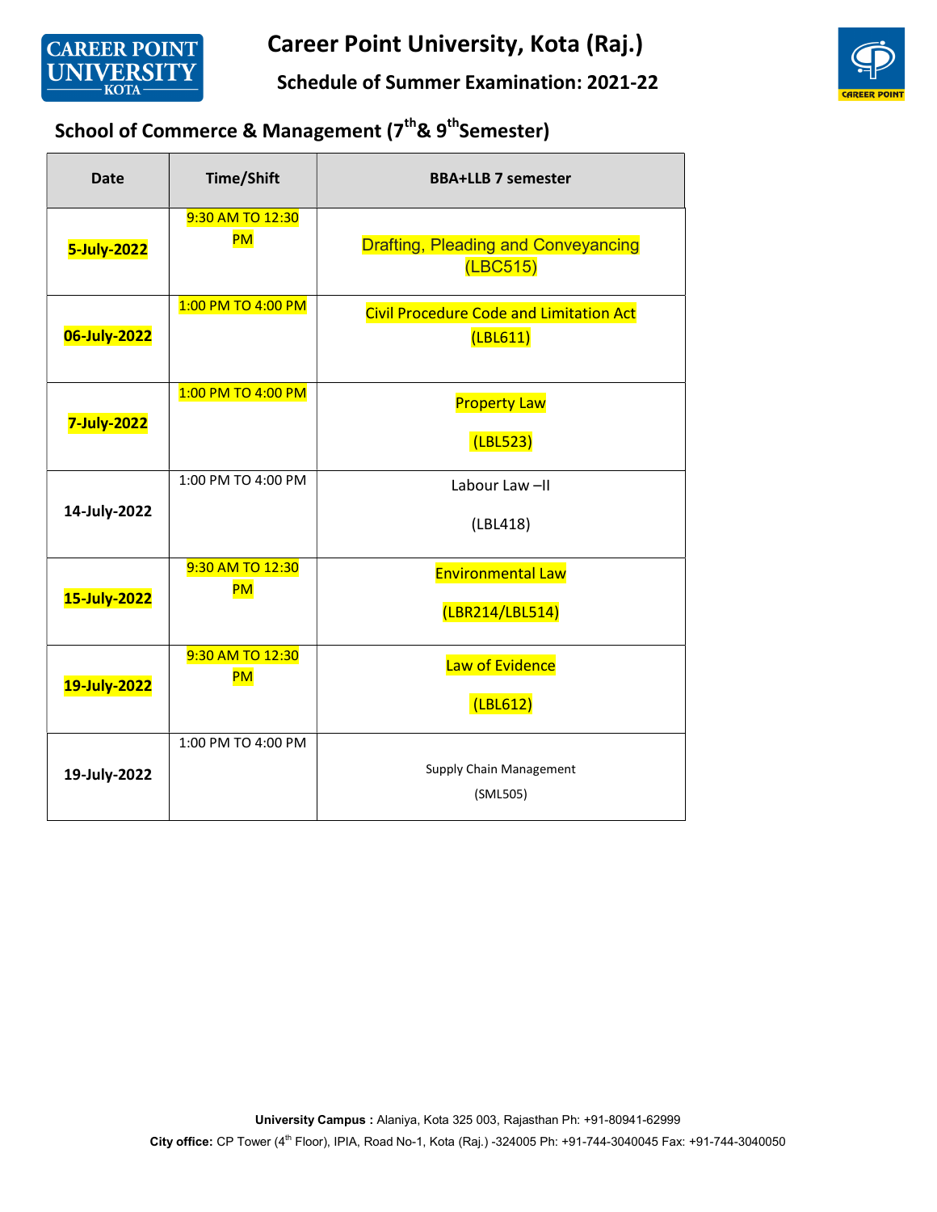# Career Point University, Kota (Raj.)

## Schedule of Summer Examination: 2021-22

### School of Commerce & Management (7th & 9th Semester)

| Date | Time/Shift | BBA+LLB 7 semester |
|---|---|---|
| **5-July-2022** | 9:30 AM TO 12:30 PM | Drafting, Pleading and Conveyancing (LBC515) |
| **06-July-2022** | 1:00 PM TO 4:00 PM | Civil Procedure Code and Limitation Act (LBL611) |
| **7-July-2022** | 1:00 PM TO 4:00 PM | Property Law (LBL523) |
| **14-July-2022** | 1:00 PM TO 4:00 PM | Labour Law –II (LBL418) |
| **15-July-2022** | 9:30 AM TO 12:30 PM | Environmental Law (LBR214/LBL514) |
| **19-July-2022** | 9:30 AM TO 12:30 PM | Law of Evidence (LBL612) |
| **19-July-2022** | 1:00 PM TO 4:00 PM | Supply Chain Management (SML505) |

**University Campus :** Alaniya, Kota 325 003, Rajasthan Ph: +91-80941-62999

**City office:** CP Tower (4th Floor), IPIA, Road No-1, Kota (Raj.) -324005 Ph: +91-744-3040045 Fax: +91-744-3040050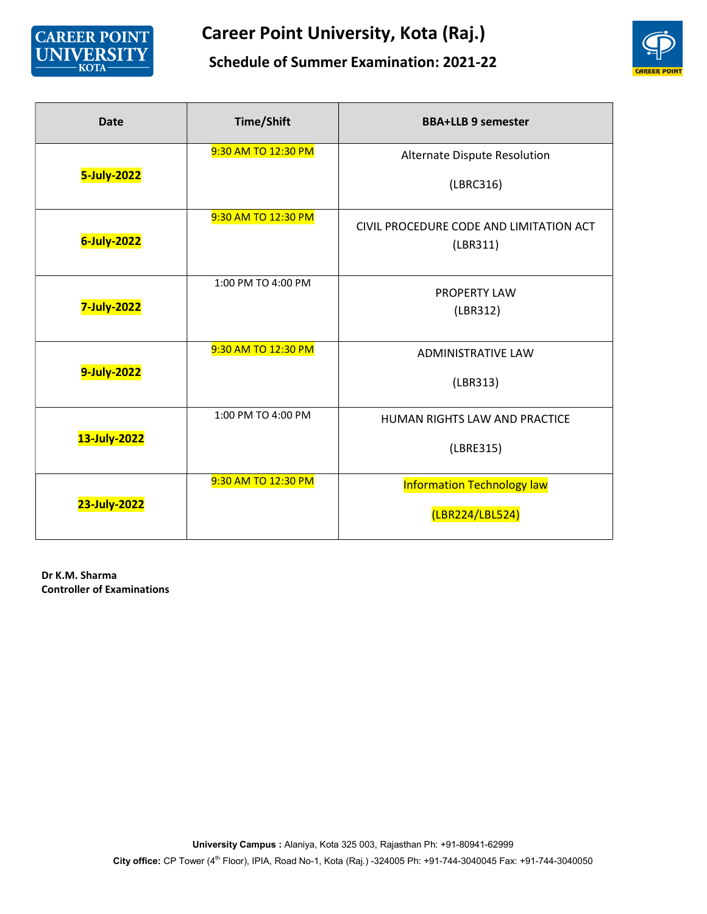# Career Point University, Kota (Raj.)

## Schedule of Summer Examination: 2021-22

| Date | Time/Shift | BBA+LLB 9 semester |
|---|---|---|
| 5-July-2022 | 9:30 AM TO 12:30 PM | Alternate Dispute Resolution (LBRC316) |
| 6-July-2022 | 9:30 AM TO 12:30 PM | CIVIL PROCEDURE CODE AND LIMITATION ACT (LBR311) |
| 7-July-2022 | 1:00 PM TO 4:00 PM | PROPERTY LAW (LBR312) |
| 9-July-2022 | 9:30 AM TO 12:30 PM | ADMINISTRATIVE LAW (LBR313) |
| 13-July-2022 | 1:00 PM TO 4:00 PM | HUMAN RIGHTS LAW AND PRACTICE (LBRE315) |
| 23-July-2022 | 9:30 AM TO 12:30 PM | Information Technology law (LBR224/LBL524) |

**Dr K.M. Sharma**
**Controller of Examinations**

**University Campus :** Alaniya, Kota 325 003, Rajasthan Ph: +91-80941-62999
**City office:** CP Tower (4th Floor), IPIA, Road No-1, Kota (Raj.) -324005 Ph: +91-744-3040045 Fax: +91-744-3040050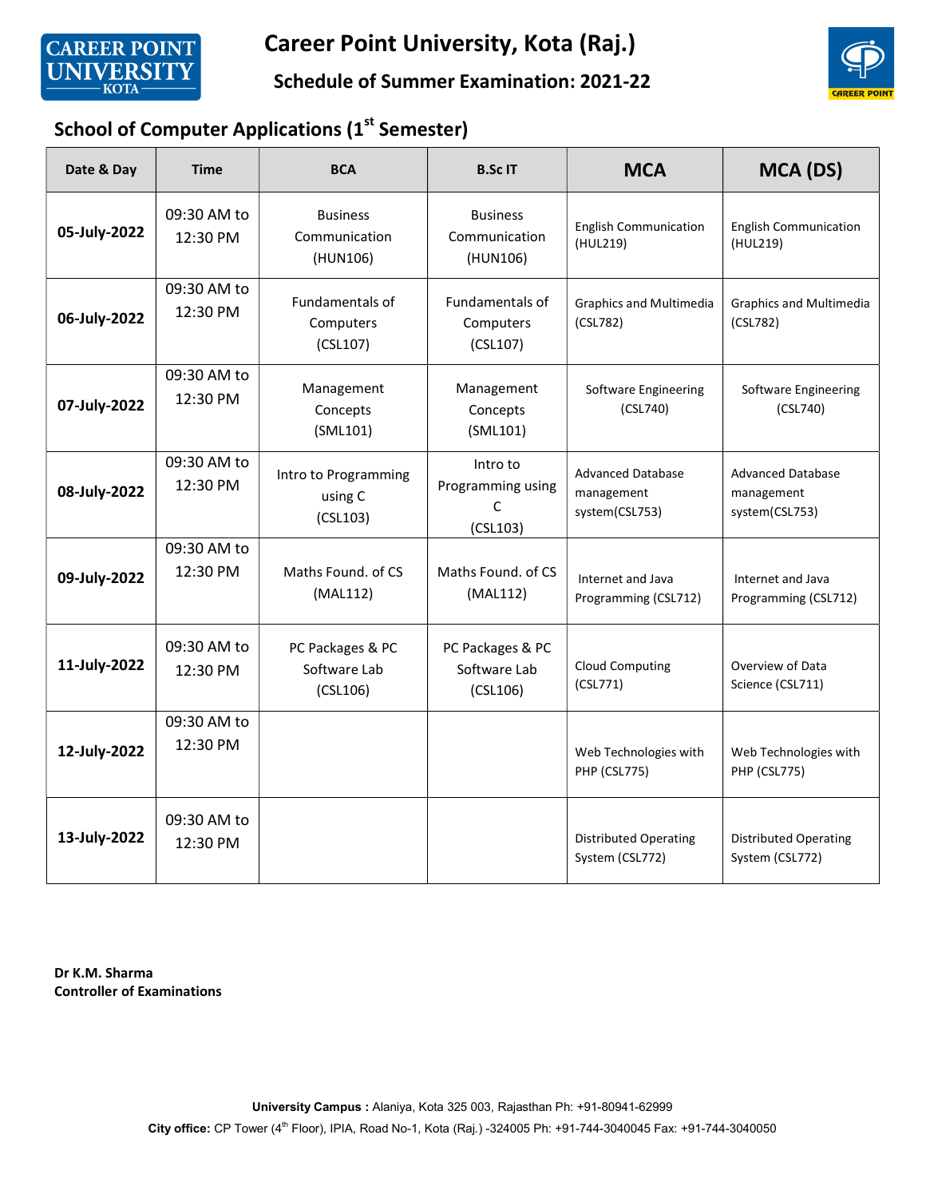# Career Point University, Kota (Raj.)

## Schedule of Summer Examination: 2021-22

### School of Computer Applications (1st Semester)

| Date & Day | Time | BCA | B.Sc IT | MCA | MCA (DS) |
|---|---|---|---|---|---|
| **05-July-2022** | 09:30 AM to 12:30 PM | Business Communication (HUN106) | Business Communication (HUN106) | English Communication (HUL219) | English Communication (HUL219) |
| **06-July-2022** | 09:30 AM to 12:30 PM | Fundamentals of Computers (CSL107) | Fundamentals of Computers (CSL107) | Graphics and Multimedia (CSL782) | Graphics and Multimedia (CSL782) |
| **07-July-2022** | 09:30 AM to 12:30 PM | Management Concepts (SML101) | Management Concepts (SML101) | Software Engineering (CSL740) | Software Engineering (CSL740) |
| **08-July-2022** | 09:30 AM to 12:30 PM | Intro to Programming using C (CSL103) | Intro to Programming using C (CSL103) | Advanced Database management system(CSL753) | Advanced Database management system(CSL753) |
| **09-July-2022** | 09:30 AM to 12:30 PM | Maths Found. of CS (MAL112) | Maths Found. of CS (MAL112) | Internet and Java Programming (CSL712) | Internet and Java Programming (CSL712) |
| **11-July-2022** | 09:30 AM to 12:30 PM | PC Packages & PC Software Lab (CSL106) | PC Packages & PC Software Lab (CSL106) | Cloud Computing (CSL771) | Overview of Data Science (CSL711) |
| **12-July-2022** | 09:30 AM to 12:30 PM | | | Web Technologies with PHP (CSL775) | Web Technologies with PHP (CSL775) |
| **13-July-2022** | 09:30 AM to 12:30 PM | | | Distributed Operating System (CSL772) | Distributed Operating System (CSL772) |

**Dr K.M. Sharma**
**Controller of Examinations**

**University Campus :** Alaniya, Kota 325 003, Rajasthan Ph: +91-80941-62999
**City office:** CP Tower (4th Floor), IPIA, Road No-1, Kota (Raj.) -324005 Ph: +91-744-3040045 Fax: +91-744-3040050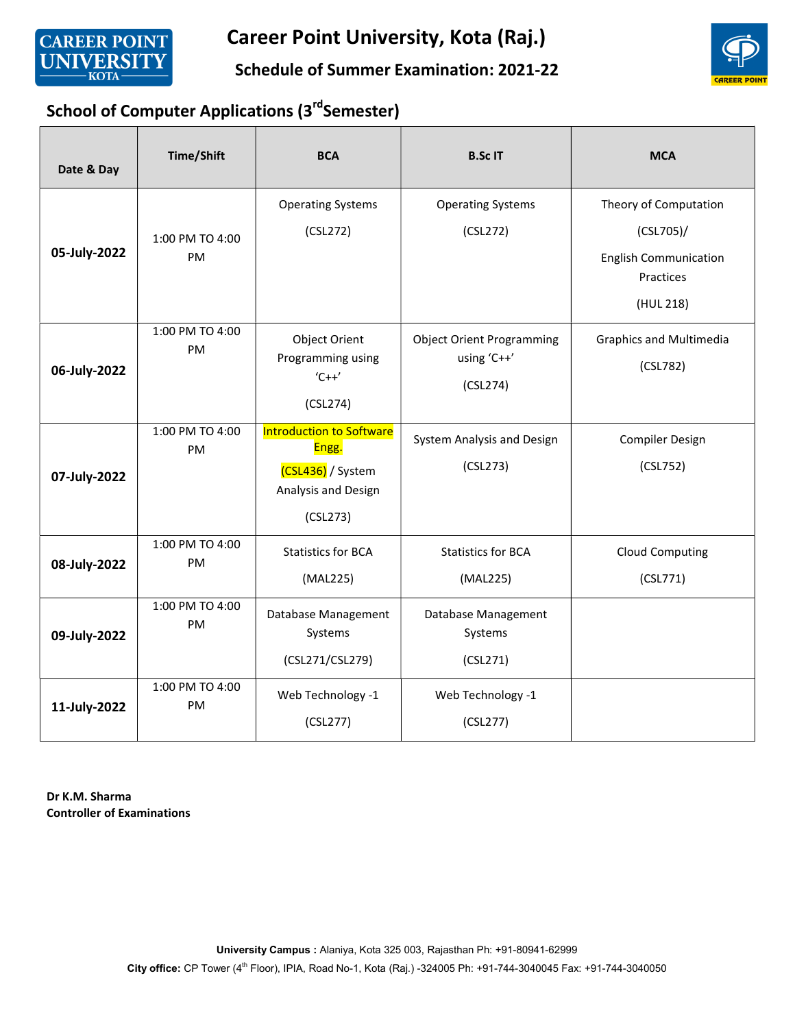# Career Point University, Kota (Raj.)

## Schedule of Summer Examination: 2021-22

### School of Computer Applications (3rd Semester)

| Date & Day | Time/Shift | BCA | B.Sc IT | MCA |
|---|---|---|---|---|
| **05-July-2022** | 1:00 PM TO 4:00 PM | Operating Systems (CSL272) | Operating Systems (CSL272) | Theory of Computation (CSL705)/ English Communication Practices (HUL 218) |
| **06-July-2022** | 1:00 PM TO 4:00 PM | Object Orient Programming using 'C++' (CSL274) | Object Orient Programming using 'C++' (CSL274) | Graphics and Multimedia (CSL782) |
| **07-July-2022** | 1:00 PM TO 4:00 PM | Introduction to Software Engg. (CSL436) / System Analysis and Design (CSL273) | System Analysis and Design (CSL273) | Compiler Design (CSL752) |
| **08-July-2022** | 1:00 PM TO 4:00 PM | Statistics for BCA (MAL225) | Statistics for BCA (MAL225) | Cloud Computing (CSL771) |
| **09-July-2022** | 1:00 PM TO 4:00 PM | Database Management Systems (CSL271/CSL279) | Database Management Systems (CSL271) | |
| **11-July-2022** | 1:00 PM TO 4:00 PM | Web Technology -1 (CSL277) | Web Technology -1 (CSL277) | |

**Dr K.M. Sharma**
**Controller of Examinations**

**University Campus :** Alaniya, Kota 325 003, Rajasthan Ph: +91-80941-62999
**City office:** CP Tower (4th Floor), IPIA, Road No-1, Kota (Raj.) -324005 Ph: +91-744-3040045 Fax: +91-744-3040050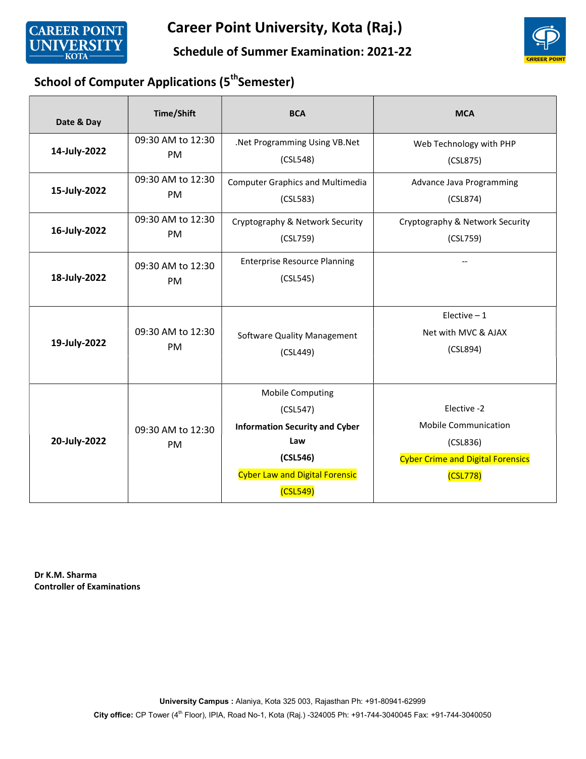# Career Point University, Kota (Raj.)

## Schedule of Summer Examination: 2021-22

### School of Computer Applications (5th Semester)

| Date & Day | Time/Shift | BCA | MCA |
|---|---|---|---|
| **14-July-2022** | 09:30 AM to 12:30 PM | .Net Programming Using VB.Net (CSL548) | Web Technology with PHP (CSL875) |
| **15-July-2022** | 09:30 AM to 12:30 PM | Computer Graphics and Multimedia (CSL583) | Advance Java Programming (CSL874) |
| **16-July-2022** | 09:30 AM to 12:30 PM | Cryptography & Network Security (CSL759) | Cryptography & Network Security (CSL759) |
| **18-July-2022** | 09:30 AM to 12:30 PM | Enterprise Resource Planning (CSL545) | -- |
| **19-July-2022** | 09:30 AM to 12:30 PM | Software Quality Management (CSL449) | Elective – 1 Net with MVC & AJAX (CSL894) |
| **20-July-2022** | 09:30 AM to 12:30 PM | Mobile Computing (CSL547) **Information Security and Cyber Law (CSL546)** Cyber Law and Digital Forensic (CSL549) | Elective -2 Mobile Communication (CSL836) Cyber Crime and Digital Forensics (CSL778) |

**Dr K.M. Sharma**
**Controller of Examinations**

**University Campus :** Alaniya, Kota 325 003, Rajasthan Ph: +91-80941-62999
**City office:** CP Tower (4th Floor), IPIA, Road No-1, Kota (Raj.) -324005 Ph: +91-744-3040045 Fax: +91-744-3040050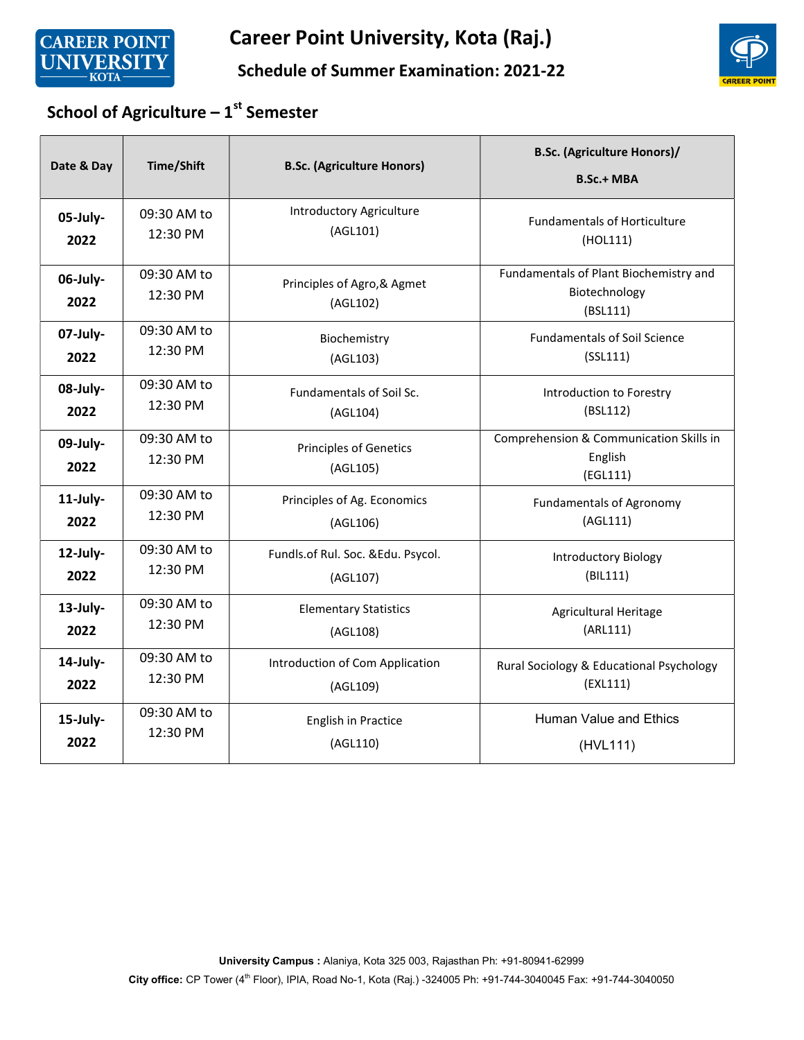# Career Point University, Kota (Raj.)

## Schedule of Summer Examination: 2021-22

### School of Agriculture – 1st Semester

| Date & Day | Time/Shift | B.Sc. (Agriculture Honors) | B.Sc. (Agriculture Honors)/ B.Sc.+ MBA |
|---|---|---|---|
| 05-July-2022 | 09:30 AM to 12:30 PM | Introductory Agriculture (AGL101) | Fundamentals of Horticulture (HOL111) |
| 06-July-2022 | 09:30 AM to 12:30 PM | Principles of Agro,& Agmet (AGL102) | Fundamentals of Plant Biochemistry and Biotechnology (BSL111) |
| 07-July-2022 | 09:30 AM to 12:30 PM | Biochemistry (AGL103) | Fundamentals of Soil Science (SSL111) |
| 08-July-2022 | 09:30 AM to 12:30 PM | Fundamentals of Soil Sc. (AGL104) | Introduction to Forestry (BSL112) |
| 09-July-2022 | 09:30 AM to 12:30 PM | Principles of Genetics (AGL105) | Comprehension & Communication Skills in English (EGL111) |
| 11-July-2022 | 09:30 AM to 12:30 PM | Principles of Ag. Economics (AGL106) | Fundamentals of Agronomy (AGL111) |
| 12-July-2022 | 09:30 AM to 12:30 PM | Fundls.of Rul. Soc. &Edu. Psycol. (AGL107) | Introductory Biology (BIL111) |
| 13-July-2022 | 09:30 AM to 12:30 PM | Elementary Statistics (AGL108) | Agricultural Heritage (ARL111) |
| 14-July-2022 | 09:30 AM to 12:30 PM | Introduction of Com Application (AGL109) | Rural Sociology & Educational Psychology (EXL111) |
| 15-July-2022 | 09:30 AM to 12:30 PM | English in Practice (AGL110) | Human Value and Ethics (HVL111) |

**University Campus :** Alaniya, Kota 325 003, Rajasthan Ph: +91-80941-62999

**City office:** CP Tower (4th Floor), IPIA, Road No-1, Kota (Raj.) -324005 Ph: +91-744-3040045 Fax: +91-744-3040050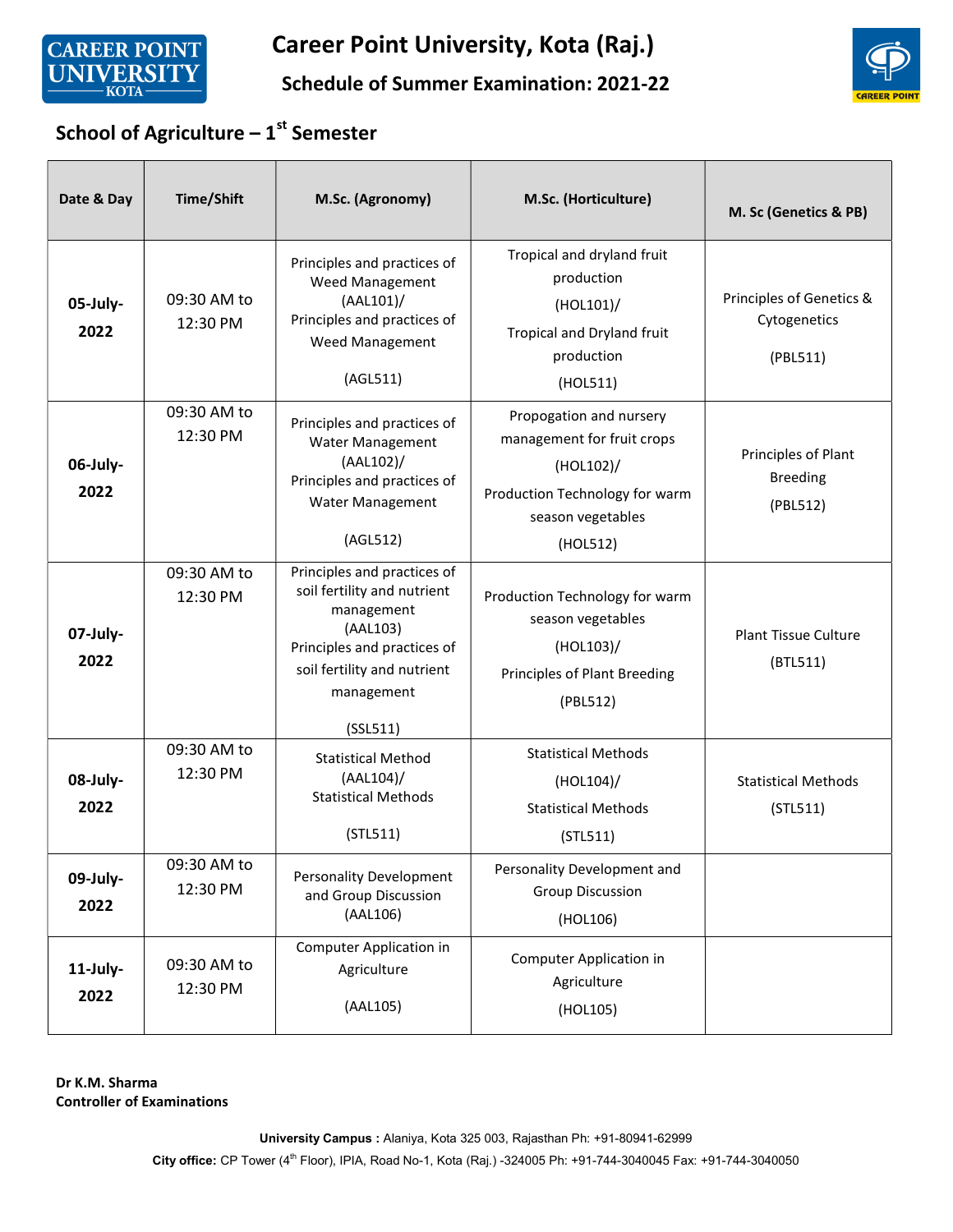# Career Point University, Kota (Raj.)

## Schedule of Summer Examination: 2021-22

### School of Agriculture – 1st Semester

| Date & Day | Time/Shift | M.Sc. (Agronomy) | M.Sc. (Horticulture) | M. Sc (Genetics & PB) |
|---|---|---|---|---|
| 05-July-2022 | 09:30 AM to 12:30 PM | Principles and practices of Weed Management (AAL101)/ Principles and practices of Weed Management (AGL511) | Tropical and dryland fruit production (HOL101)/ Tropical and Dryland fruit production (HOL511) | Principles of Genetics & Cytogenetics (PBL511) |
| 06-July-2022 | 09:30 AM to 12:30 PM | Principles and practices of Water Management (AAL102)/ Principles and practices of Water Management (AGL512) | Propogation and nursery management for fruit crops (HOL102)/ Production Technology for warm season vegetables (HOL512) | Principles of Plant Breeding (PBL512) |
| 07-July-2022 | 09:30 AM to 12:30 PM | Principles and practices of soil fertility and nutrient management (AAL103) Principles and practices of soil fertility and nutrient management (SSL511) | Production Technology for warm season vegetables (HOL103)/ Principles of Plant Breeding (PBL512) | Plant Tissue Culture (BTL511) |
| 08-July-2022 | 09:30 AM to 12:30 PM | Statistical Method (AAL104)/ Statistical Methods (STL511) | Statistical Methods (HOL104)/ Statistical Methods (STL511) | Statistical Methods (STL511) |
| 09-July-2022 | 09:30 AM to 12:30 PM | Personality Development and Group Discussion (AAL106) | Personality Development and Group Discussion (HOL106) | |
| 11-July-2022 | 09:30 AM to 12:30 PM | Computer Application in Agriculture (AAL105) | Computer Application in Agriculture (HOL105) | |

**Dr K.M. Sharma**
**Controller of Examinations**

**University Campus :** Alaniya, Kota 325 003, Rajasthan Ph: +91-80941-62999

**City office:** CP Tower (4th Floor), IPIA, Road No-1, Kota (Raj.) -324005 Ph: +91-744-3040045 Fax: +91-744-3040050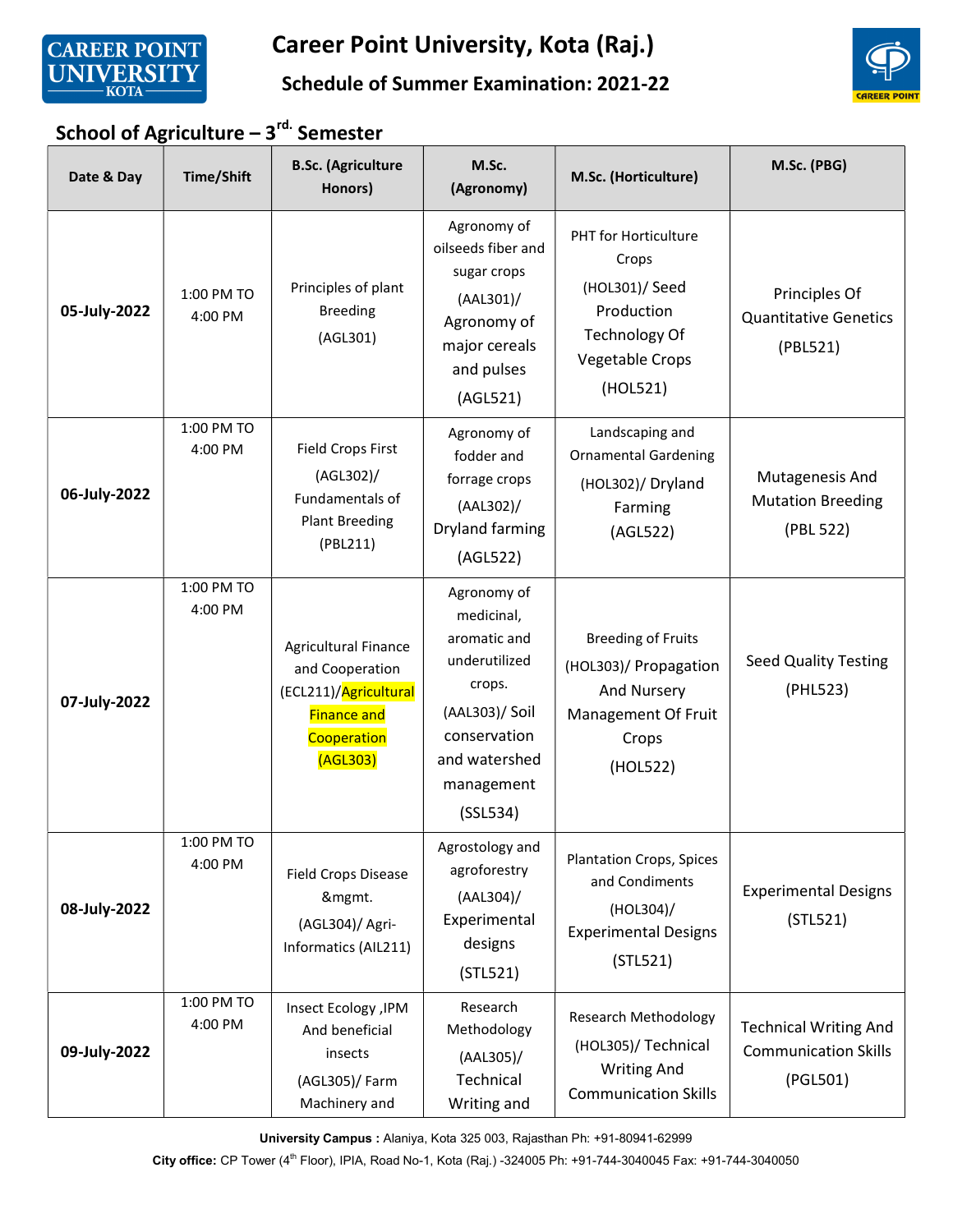# Career Point University, Kota (Raj.)

## Schedule of Summer Examination: 2021-22

### School of Agriculture – 3rd. Semester

| Date & Day | Time/Shift | B.Sc. (Agriculture Honors) | M.Sc. (Agronomy) | M.Sc. (Horticulture) | M.Sc. (PBG) |
|---|---|---|---|---|---|
| **05-July-2022** | 1:00 PM TO 4:00 PM | Principles of plant Breeding (AGL301) | Agronomy of oilseeds fiber and sugar crops (AAL301)/ Agronomy of major cereals and pulses (AGL521) | PHT for Horticulture Crops (HOL301)/ Seed Production Technology Of Vegetable Crops (HOL521) | Principles Of Quantitative Genetics (PBL521) |
| **06-July-2022** | 1:00 PM TO 4:00 PM | Field Crops First (AGL302)/ Fundamentals of Plant Breeding (PBL211) | Agronomy of fodder and forrage crops (AAL302)/ Dryland farming (AGL522) | Landscaping and Ornamental Gardening (HOL302)/ Dryland Farming (AGL522) | Mutagenesis And Mutation Breeding (PBL 522) |
| **07-July-2022** | 1:00 PM TO 4:00 PM | Agricultural Finance and Cooperation (ECL211)/Agricultural Finance and Cooperation (AGL303) | Agronomy of medicinal, aromatic and underutilized crops. (AAL303)/ Soil conservation and watershed management (SSL534) | Breeding of Fruits (HOL303)/ Propagation And Nursery Management Of Fruit Crops (HOL522) | Seed Quality Testing (PHL523) |
| **08-July-2022** | 1:00 PM TO 4:00 PM | Field Crops Disease &mgmt. (AGL304)/ Agri-Informatics (AIL211) | Agrostology and agroforestry (AAL304)/ Experimental designs (STL521) | Plantation Crops, Spices and Condiments (HOL304)/ Experimental Designs (STL521) | Experimental Designs (STL521) |
| **09-July-2022** | 1:00 PM TO 4:00 PM | Insect Ecology ,IPM And beneficial insects (AGL305)/ Farm Machinery and | Research Methodology (AAL305)/ Technical Writing and | Research Methodology (HOL305)/ Technical Writing And Communication Skills | Technical Writing And Communication Skills (PGL501) |

**University Campus :** Alaniya, Kota 325 003, Rajasthan Ph: +91-80941-62999

**City office:** CP Tower (4th Floor), IPIA, Road No-1, Kota (Raj.) -324005 Ph: +91-744-3040045 Fax: +91-744-3040050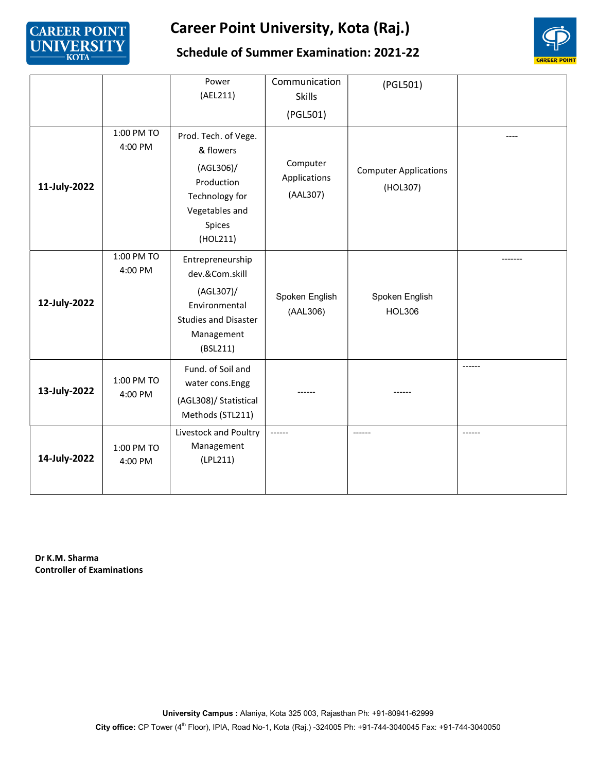# Career Point University, Kota (Raj.)

## Schedule of Summer Examination: 2021-22

| | | | | | |
|---|---|---|---|---|---|
| | | Power (AEL211) | Communication Skills (PGL501) | (PGL501) | |
| **11-July-2022** | 1:00 PM TO 4:00 PM | Prod. Tech. of Vege. & flowers (AGL306)/ Production Technology for Vegetables and Spices (HOL211) | Computer Applications (AAL307) | Computer Applications (HOL307) | ---- |
| **12-July-2022** | 1:00 PM TO 4:00 PM | Entrepreneurship dev.&Com.skill (AGL307)/ Environmental Studies and Disaster Management (BSL211) | Spoken English (AAL306) | Spoken English HOL306 | ------- |
| **13-July-2022** | 1:00 PM TO 4:00 PM | Fund. of Soil and water cons.Engg (AGL308)/ Statistical Methods (STL211) | ------ | ------ | ------ |
| **14-July-2022** | 1:00 PM TO 4:00 PM | Livestock and Poultry Management (LPL211) | ------ | ------ | ------ |

**Dr K.M. Sharma**
**Controller of Examinations**

**University Campus :** Alaniya, Kota 325 003, Rajasthan Ph: +91-80941-62999
**City office:** CP Tower (4th Floor), IPIA, Road No-1, Kota (Raj.) -324005 Ph: +91-744-3040045 Fax: +91-744-3040050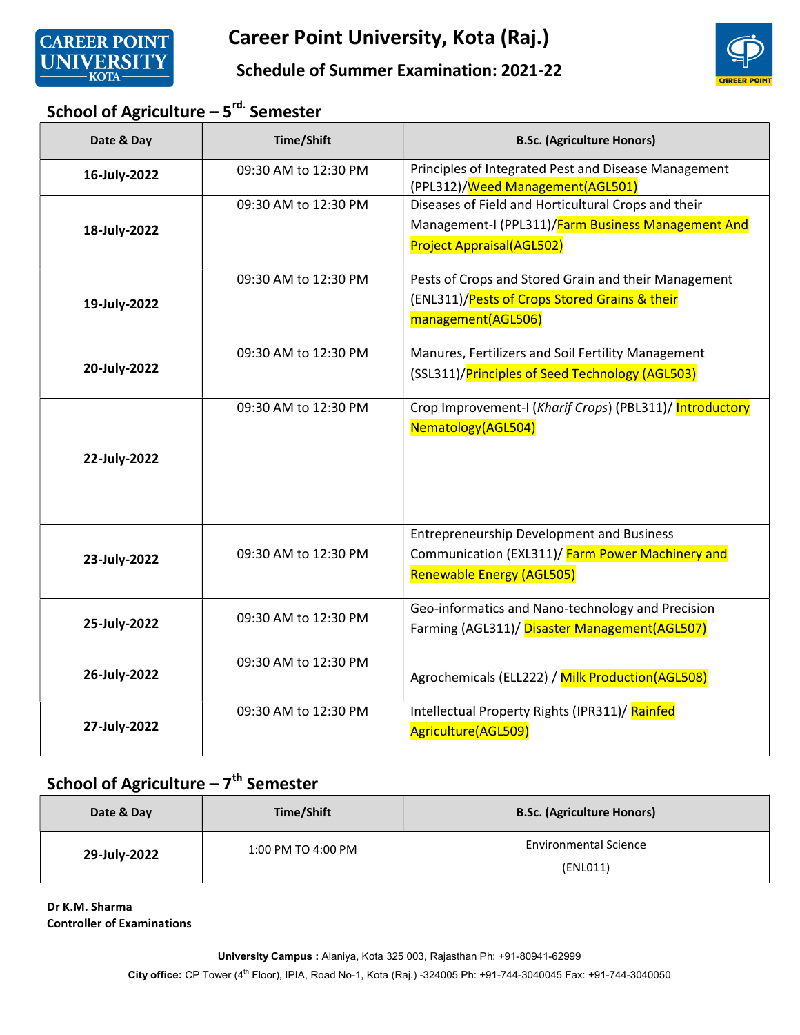# Career Point University, Kota (Raj.)

## Schedule of Summer Examination: 2021-22

### School of Agriculture – 5rd. Semester

| Date & Day | Time/Shift | B.Sc. (Agriculture Honors) |
|---|---|---|
| **16-July-2022** | 09:30 AM to 12:30 PM | Principles of Integrated Pest and Disease Management (PPL312)/Weed Management(AGL501) |
| **18-July-2022** | 09:30 AM to 12:30 PM | Diseases of Field and Horticultural Crops and their Management-I (PPL311)/Farm Business Management And Project Appraisal(AGL502) |
| **19-July-2022** | 09:30 AM to 12:30 PM | Pests of Crops and Stored Grain and their Management (ENL311)/Pests of Crops Stored Grains & their management(AGL506) |
| **20-July-2022** | 09:30 AM to 12:30 PM | Manures, Fertilizers and Soil Fertility Management (SSL311)/Principles of Seed Technology (AGL503) |
| **22-July-2022** | 09:30 AM to 12:30 PM | Crop Improvement-I (*Kharif Crops*) (PBL311)/ Introductory Nematology(AGL504) |
| **23-July-2022** | 09:30 AM to 12:30 PM | Entrepreneurship Development and Business Communication (EXL311)/ Farm Power Machinery and Renewable Energy (AGL505) |
| **25-July-2022** | 09:30 AM to 12:30 PM | Geo-informatics and Nano-technology and Precision Farming (AGL311)/ Disaster Management(AGL507) |
| **26-July-2022** | 09:30 AM to 12:30 PM | Agrochemicals (ELL222) / Milk Production(AGL508) |
| **27-July-2022** | 09:30 AM to 12:30 PM | Intellectual Property Rights (IPR311)/ Rainfed Agriculture(AGL509) |

### School of Agriculture – 7th Semester

| Date & Day | Time/Shift | B.Sc. (Agriculture Honors) |
|---|---|---|
| **29-July-2022** | 1:00 PM TO 4:00 PM | Environmental Science (ENL011) |

**Dr K.M. Sharma**
**Controller of Examinations**

**University Campus :** Alaniya, Kota 325 003, Rajasthan Ph: +91-80941-62999

**City office:** CP Tower (4th Floor), IPIA, Road No-1, Kota (Raj.) -324005 Ph: +91-744-3040045 Fax: +91-744-3040050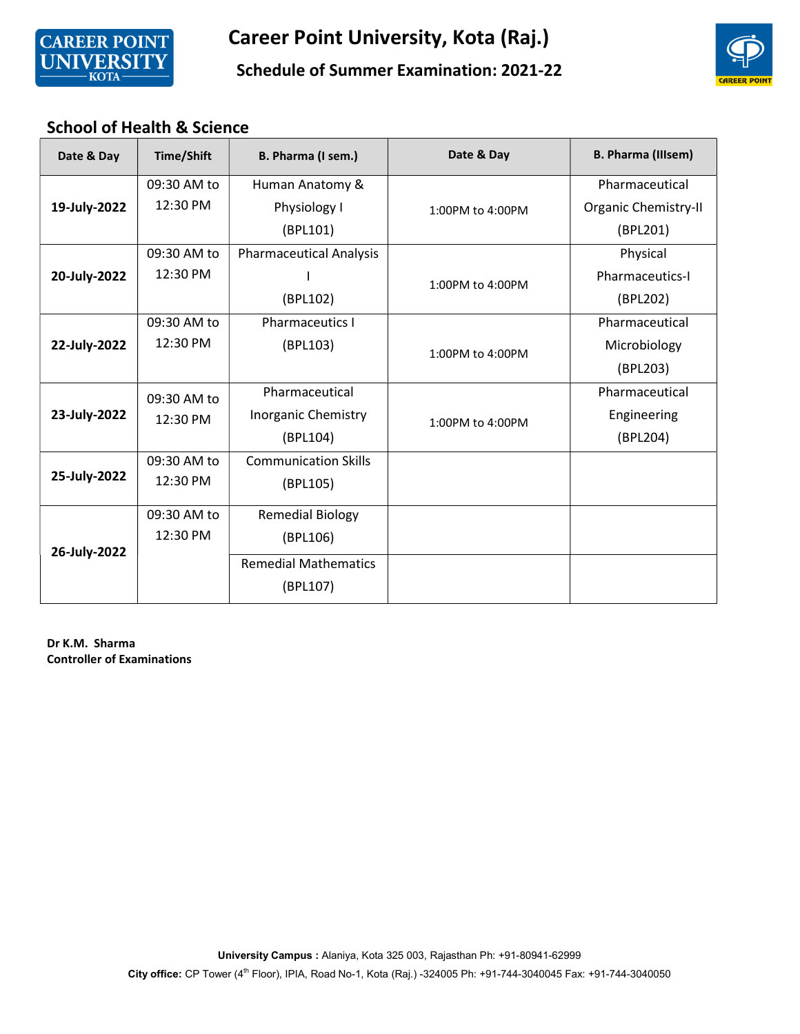# Career Point University, Kota (Raj.)

## Schedule of Summer Examination: 2021-22

### School of Health & Science

| Date & Day | Time/Shift | B. Pharma (I sem.) | Date & Day | B. Pharma (IIIsem) |
|---|---|---|---|---|
| **19-July-2022** | 09:30 AM to 12:30 PM | Human Anatomy & Physiology I (BPL101) | 1:00PM to 4:00PM | Pharmaceutical Organic Chemistry-II (BPL201) |
| **20-July-2022** | 09:30 AM to 12:30 PM | Pharmaceutical Analysis I (BPL102) | 1:00PM to 4:00PM | Physical Pharmaceutics-I (BPL202) |
| **22-July-2022** | 09:30 AM to 12:30 PM | Pharmaceutics I (BPL103) | 1:00PM to 4:00PM | Pharmaceutical Microbiology (BPL203) |
| **23-July-2022** | 09:30 AM to 12:30 PM | Pharmaceutical Inorganic Chemistry (BPL104) | 1:00PM to 4:00PM | Pharmaceutical Engineering (BPL204) |
| **25-July-2022** | 09:30 AM to 12:30 PM | Communication Skills (BPL105) | | |
| **26-July-2022** | 09:30 AM to 12:30 PM | Remedial Biology (BPL106) | | |
| | | Remedial Mathematics (BPL107) | | |

**Dr K.M. Sharma**
**Controller of Examinations**

**University Campus :** Alaniya, Kota 325 003, Rajasthan Ph: +91-80941-62999
**City office:** CP Tower (4th Floor), IPIA, Road No-1, Kota (Raj.) -324005 Ph: +91-744-3040045 Fax: +91-744-3040050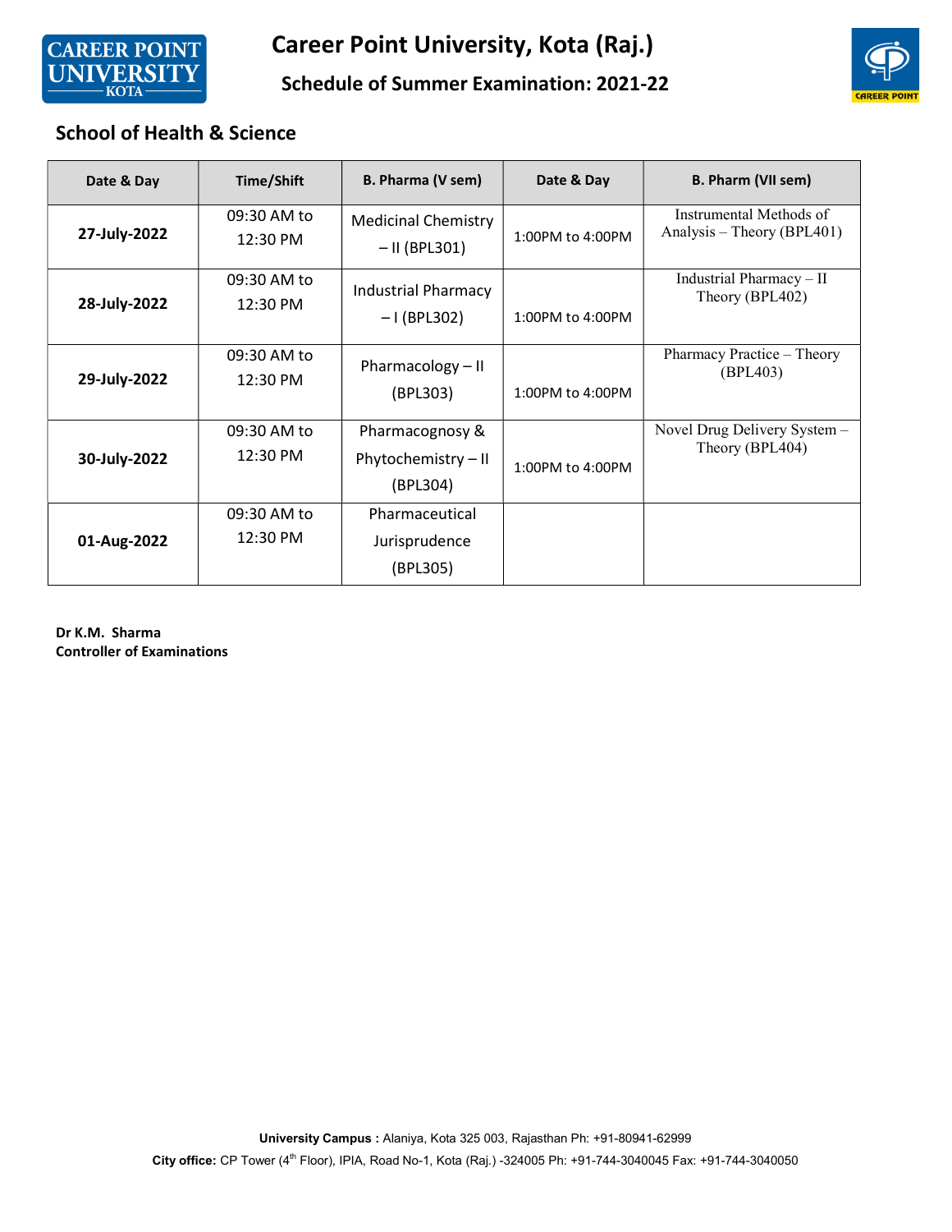# Career Point University, Kota (Raj.)

## Schedule of Summer Examination: 2021-22

### School of Health & Science

| Date & Day | Time/Shift | B. Pharma (V sem) | Date & Day | B. Pharm (VII sem) |
|---|---|---|---|---|
| **27-July-2022** | 09:30 AM to 12:30 PM | Medicinal Chemistry – II (BPL301) | 1:00PM to 4:00PM | Instrumental Methods of Analysis – Theory (BPL401) |
| **28-July-2022** | 09:30 AM to 12:30 PM | Industrial Pharmacy – I (BPL302) | 1:00PM to 4:00PM | Industrial Pharmacy – II Theory (BPL402) |
| **29-July-2022** | 09:30 AM to 12:30 PM | Pharmacology – II (BPL303) | 1:00PM to 4:00PM | Pharmacy Practice – Theory (BPL403) |
| **30-July-2022** | 09:30 AM to 12:30 PM | Pharmacognosy & Phytochemistry – II (BPL304) | 1:00PM to 4:00PM | Novel Drug Delivery System – Theory (BPL404) |
| **01-Aug-2022** | 09:30 AM to 12:30 PM | Pharmaceutical Jurisprudence (BPL305) | | |

**Dr K.M. Sharma**
**Controller of Examinations**

**University Campus :** Alaniya, Kota 325 003, Rajasthan Ph: +91-80941-62999
**City office:** CP Tower (4th Floor), IPIA, Road No-1, Kota (Raj.) -324005 Ph: +91-744-3040045 Fax: +91-744-3040050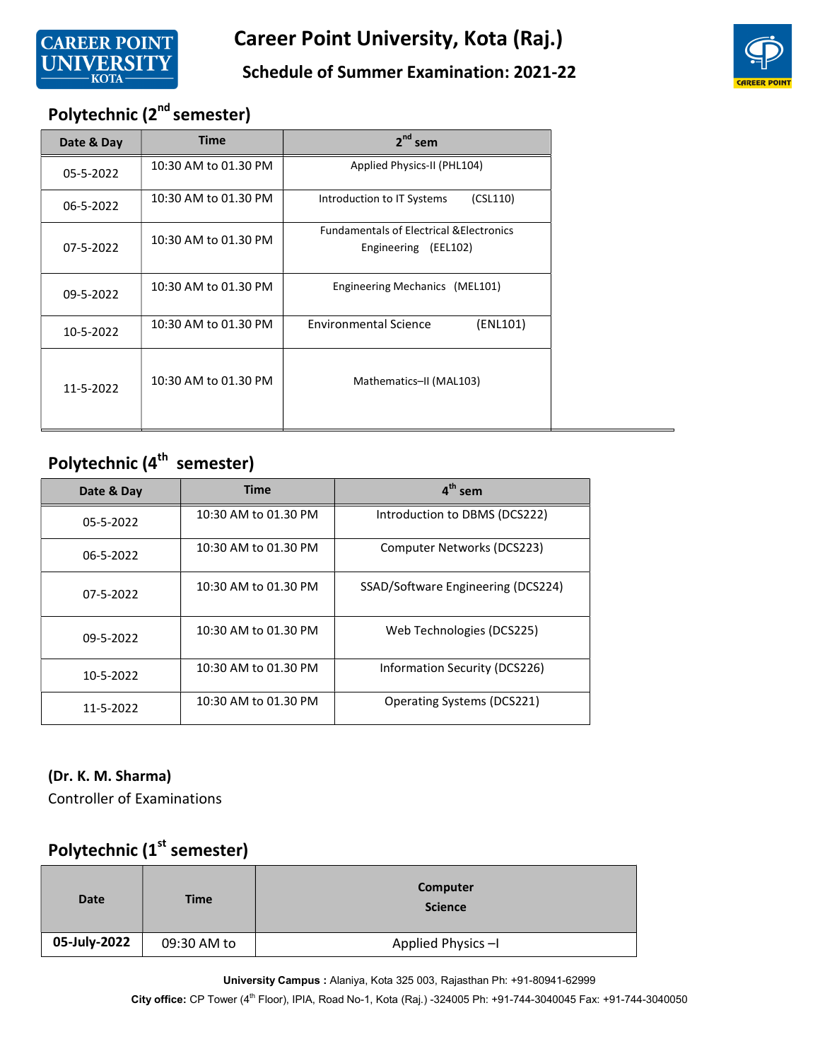# Career Point University, Kota (Raj.)

## Schedule of Summer Examination: 2021-22

### Polytechnic (2nd semester)

| Date & Day | Time | 2nd sem |
|---|---|---|
| 05-5-2022 | 10:30 AM to 01.30 PM | Applied Physics-II (PHL104) |
| 06-5-2022 | 10:30 AM to 01.30 PM | Introduction to IT Systems (CSL110) |
| 07-5-2022 | 10:30 AM to 01.30 PM | Fundamentals of Electrical &Electronics Engineering (EEL102) |
| 09-5-2022 | 10:30 AM to 01.30 PM | Engineering Mechanics (MEL101) |
| 10-5-2022 | 10:30 AM to 01.30 PM | Environmental Science (ENL101) |
| 11-5-2022 | 10:30 AM to 01.30 PM | Mathematics–II (MAL103) |

### Polytechnic (4th semester)

| Date & Day | Time | 4th sem |
|---|---|---|
| 05-5-2022 | 10:30 AM to 01.30 PM | Introduction to DBMS (DCS222) |
| 06-5-2022 | 10:30 AM to 01.30 PM | Computer Networks (DCS223) |
| 07-5-2022 | 10:30 AM to 01.30 PM | SSAD/Software Engineering (DCS224) |
| 09-5-2022 | 10:30 AM to 01.30 PM | Web Technologies (DCS225) |
| 10-5-2022 | 10:30 AM to 01.30 PM | Information Security (DCS226) |
| 11-5-2022 | 10:30 AM to 01.30 PM | Operating Systems (DCS221) |

**(Dr. K. M. Sharma)**
Controller of Examinations

### Polytechnic (1st semester)

| Date | Time | Computer Science |
|---|---|---|
| **05-July-2022** | 09:30 AM to | Applied Physics –I |

**University Campus :** Alaniya, Kota 325 003, Rajasthan Ph: +91-80941-62999
**City office:** CP Tower (4th Floor), IPIA, Road No-1, Kota (Raj.) -324005 Ph: +91-744-3040045 Fax: +91-744-3040050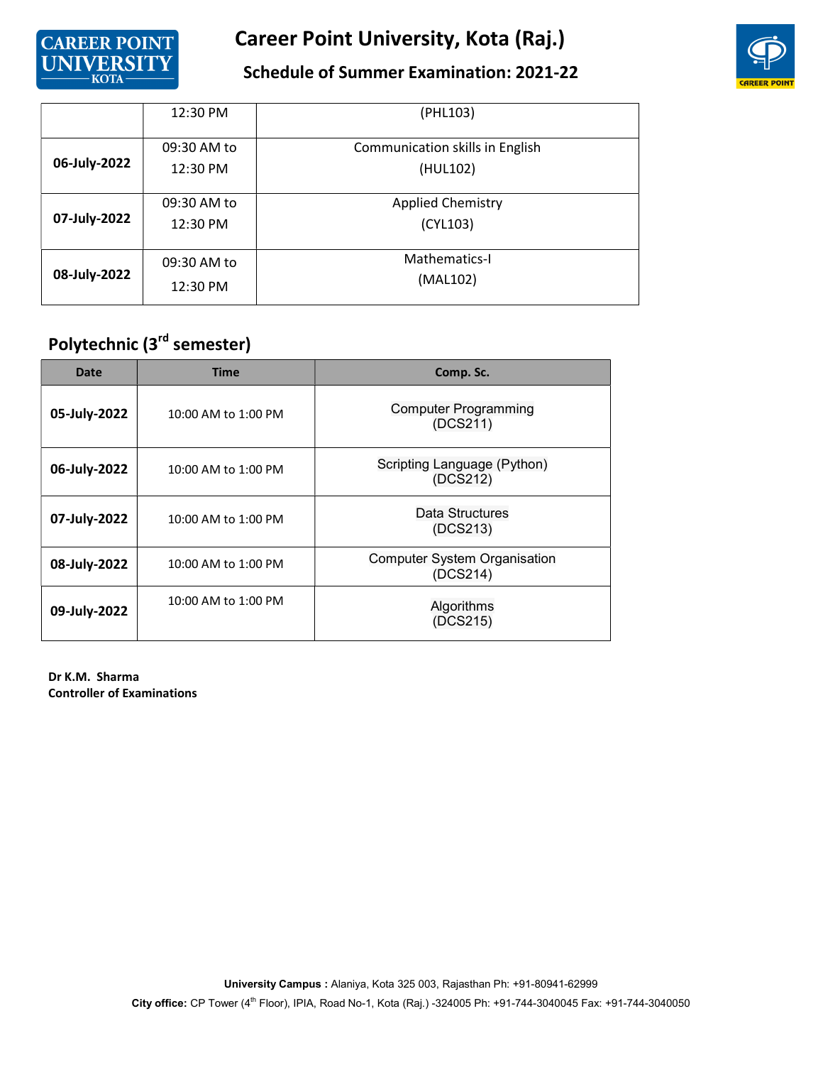| | | |
|---|---|---|
| | 12:30 PM | (PHL103) |
| **06-July-2022** | 09:30 AM to 12:30 PM | Communication skills in English (HUL102) |
| **07-July-2022** | 09:30 AM to 12:30 PM | Applied Chemistry (CYL103) |
| **08-July-2022** | 09:30 AM to 12:30 PM | Mathematics-I (MAL102) |

## Polytechnic (3rd semester)

| Date | Time | Comp. Sc. |
|---|---|---|
| **05-July-2022** | 10:00 AM to 1:00 PM | Computer Programming (DCS211) |
| **06-July-2022** | 10:00 AM to 1:00 PM | Scripting Language (Python) (DCS212) |
| **07-July-2022** | 10:00 AM to 1:00 PM | Data Structures (DCS213) |
| **08-July-2022** | 10:00 AM to 1:00 PM | Computer System Organisation (DCS214) |
| **09-July-2022** | 10:00 AM to 1:00 PM | Algorithms (DCS215) |

**Dr K.M. Sharma**
**Controller of Examinations**